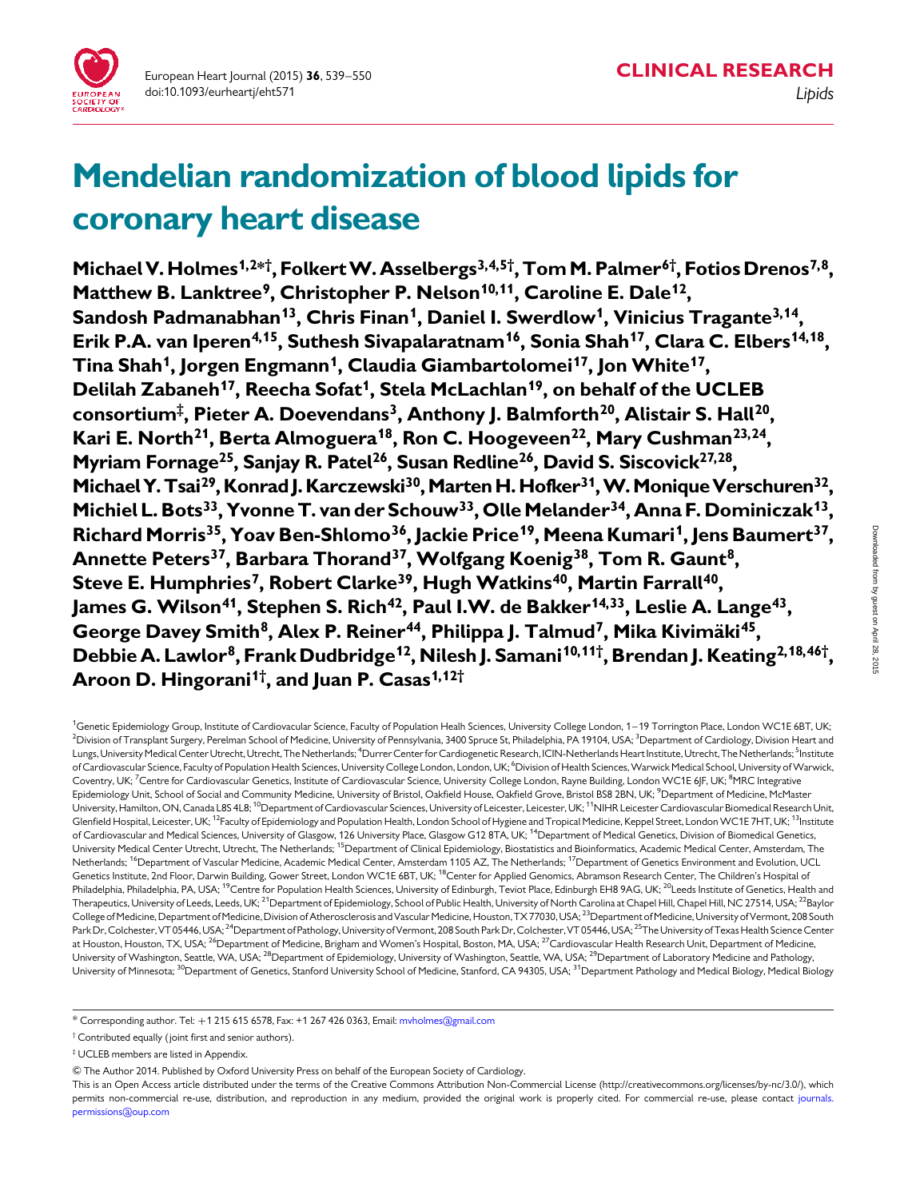CLINICAL RESEARCH

*Lipids*

# Mendelian randomization of blood lipids for coronary heart disease

**Michael V. Holmes[1,2]*†, Folkert W. Asselbergs[3,4,5]†, Tom M. Palmer[6]†, Fotios Drenos[7,8], Matthew B. Lanktree[9], Christopher P. Nelson[10,11], Caroline E. Dale[12], Sandosh Padmanabhan[13], Chris Finan[1], Daniel I. Swerdlow[1], Vinicius Tragante[3,14], Erik P.A. van Iperen[4,15], Suthesh Sivapalaratnam[16], Sonia Shah[17], Clara C. Elbers[14,18], Tina Shah[1], Jorgen Engmann[1], Claudia Giambartolomei[17], Jon White[17], Delilah Zabaneh[17], Reecha Sofat[1], Stela McLachlan[19], on behalf of the UCLEB consortium‡, Pieter A. Doevendans[3], Anthony J. Balmforth[20], Alistair S. Hall[20], Kari E. North[21], Berta Almoguera[18], Ron C. Hoogeveen[22], Mary Cushman[23,24], Myriam Fornage[25], Sanjay R. Patel[26], Susan Redline[26], David S. Siscovick[27,28], Michael Y. Tsai[29], Konrad J. Karczewski[30], Marten H. Hofker[31], W. Monique Verschuren[32], Michiel L. Bots[33], Yvonne T. van der Schouw[33], Olle Melander[34], Anna F. Dominiczak[13], Richard Morris[35], Yoav Ben-Shlomo[36], Jackie Price[19], Meena Kumari[1], Jens Baumert[37], Annette Peters[37], Barbara Thorand[37], Wolfgang Koenig[38], Tom R. Gaunt[8], Steve E. Humphries[7], Robert Clarke[39], Hugh Watkins[40], Martin Farrall[40], James G. Wilson[41], Stephen S. Rich[42], Paul I.W. de Bakker[14,33], Leslie A. Lange[43], George Davey Smith[8], Alex P. Reiner[44], Philippa J. Talmud[7], Mika Kivimäki[45], Debbie A. Lawlor[8], Frank Dudbridge[12], Nilesh J. Samani[10,11]†, Brendan J. Keating[2,18,46]†, Aroon D. Hingorani[1]†, and Juan P. Casas[1,12]†**

[1]Genetic Epidemiology Group, Institute of Cardiovascular Science, Faculty of Population Healh Sciences, University College London, 1–19 Torrington Place, London WC1E 6BT, UK; [2]Division of Transplant Surgery, Perelman School of Medicine, University of Pennsylvania, 3400 Spruce St, Philadelphia, PA 19104, USA; [3]Department of Cardiology, Division Heart and Lungs, University Medical Center Utrecht, Utrecht, The Netherlands; [4]Durrer Center for Cardiogenetic Research, ICIN-Netherlands Heart Institute, Utrecht, The Netherlands; [5]Institute of Cardiovascular Science, Faculty of Population Health Sciences, University College London, London, UK; [6]Division of Health Sciences, Warwick Medical School, University of Warwick, Coventry, UK; [7]Centre for Cardiovascular Genetics, Institute of Cardiovascular Science, University College London, Rayne Building, London WC1E 6JF, UK; [8]MRC Integrative Epidemiology Unit, School of Social and Community Medicine, University of Bristol, Oakfield House, Oakfield Grove, Bristol BS8 2BN, UK; [9]Department of Medicine, McMaster University, Hamilton, ON, Canada L8S 4L8; [10]Department of Cardiovascular Sciences, University of Leicester, Leicester, UK; [11]NIHR Leicester Cardiovascular Biomedical Research Unit, Glenfield Hospital, Leicester, UK; [12]Faculty of Epidemiology and Population Health, London School of Hygiene and Tropical Medicine, Keppel Street, London WC1E 7HT, UK; [13]Institute of Cardiovascular and Medical Sciences, University of Glasgow, 126 University Place, Glasgow G12 8TA, UK; [14]Department of Medical Genetics, Division of Biomedical Genetics, University Medical Center Utrecht, Utrecht, The Netherlands; [15]Department of Clinical Epidemiology, Biostatistics and Bioinformatics, Academic Medical Center, Amsterdam, The Netherlands; [16]Department of Vascular Medicine, Academic Medical Center, Amsterdam 1105 AZ, The Netherlands; [17]Department of Genetics Environment and Evolution, UCL Genetics Institute, 2nd Floor, Darwin Building, Gower Street, London WC1E 6BT, UK; [18]Center for Applied Genomics, Abramson Research Center, The Children's Hospital of Philadelphia, Philadelphia, PA, USA; [19]Centre for Population Health Sciences, University of Edinburgh, Teviot Place, Edinburgh EH8 9AG, UK; [20]Leeds Institute of Genetics, Health and Therapeutics, University of Leeds, Leeds, UK; [21]Department of Epidemiology, School of Public Health, University of North Carolina at Chapel Hill, Chapel Hill, NC 27514, USA; [22]Baylor College of Medicine, Department of Medicine, Division of Atherosclerosis and Vascular Medicine, Houston, TX 77030, USA; [23]Department of Medicine, University of Vermont, 208 South Park Dr, Colchester, VT 05446, USA; [24]Department of Pathology, University of Vermont, 208 South Park Dr, Colchester, VT 05446, USA; [25]The University of Texas Health Science Center at Houston, Houston, TX, USA; [26]Department of Medicine, Brigham and Women's Hospital, Boston, MA, USA; [27]Cardiovascular Health Research Unit, Department of Medicine, University of Washington, Seattle, WA, USA; [28]Department of Epidemiology, University of Washington, Seattle, WA, USA; [29]Department of Laboratory Medicine and Pathology, University of Minnesota; [30]Department of Genetics, Stanford University School of Medicine, Stanford, CA 94305, USA; [31]Department Pathology and Medical Biology, Medical Biology

* Corresponding author. Tel: +1 215 615 6578, Fax: +1 267 426 0363, Email: mvholmes@gmail.com

† Contributed equally (joint first and senior authors).

‡ UCLEB members are listed in Appendix.

© The Author 2014. Published by Oxford University Press on behalf of the European Society of Cardiology.

This is an Open Access article distributed under the terms of the Creative Commons Attribution Non-Commercial License (http://creativecommons.org/licenses/by-nc/3.0/), which permits non-commercial re-use, distribution, and reproduction in any medium, provided the original work is properly cited. For commercial re-use, please contact journals.permissions@oup.com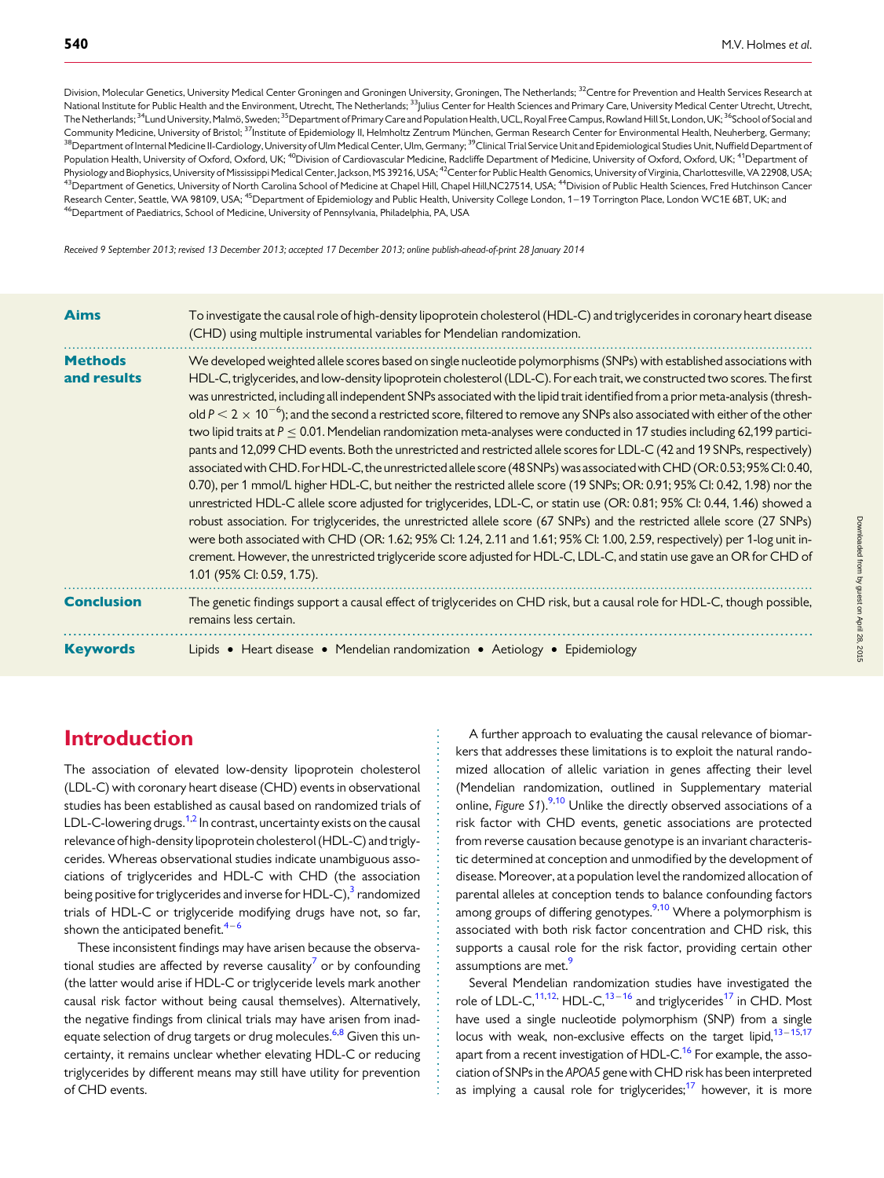Division, Molecular Genetics, University Medical Center Groningen and Groningen University, Groningen, The Netherlands; [32]Centre for Prevention and Health Services Research at National Institute for Public Health and the Environment, Utrecht, The Netherlands; [33]Julius Center for Health Sciences and Primary Care, University Medical Center Utrecht, Utrecht, The Netherlands; [34]Lund University, Malmö, Sweden; [35]Department of Primary Care and Population Health, UCL, Royal Free Campus, Rowland Hill St, London, UK; [36]School of Social and Community Medicine, University of Bristol; [37]Institute of Epidemiology II, Helmholtz Zentrum München, German Research Center for Environmental Health, Neuherberg, Germany; [38]Department of Internal Medicine II-Cardiology, University of Ulm Medical Center, Ulm, Germany; [39]Clinical Trial Service Unit and Epidemiological Studies Unit, Nuffield Department of Population Health, University of Oxford, Oxford, UK; [40]Division of Cardiovascular Medicine, Radcliffe Department of Medicine, University of Oxford, Oxford, UK; [41]Department of Physiology and Biophysics, University of Mississippi Medical Center, Jackson, MS 39216, USA; [42]Center for Public Health Genomics, University of Virginia, Charlottesville, VA 22908, USA; [43]Department of Genetics, University of North Carolina School of Medicine at Chapel Hill, Chapel Hill, NC27514, USA; [44]Division of Public Health Sciences, Fred Hutchinson Cancer Research Center, Seattle, WA 98109, USA; [45]Department of Epidemiology and Public Health, University College London, 1–19 Torrington Place, London WC1E 6BT, UK; and [46]Department of Paediatrics, School of Medicine, University of Pennsylvania, Philadelphia, PA, USA

*Received 9 September 2013; revised 13 December 2013; accepted 17 December 2013; online publish-ahead-of-print 28 January 2014*

**Aims**

To investigate the causal role of high-density lipoprotein cholesterol (HDL-C) and triglycerides in coronary heart disease (CHD) using multiple instrumental variables for Mendelian randomization.

**Methods and results**

We developed weighted allele scores based on single nucleotide polymorphisms (SNPs) with established associations with HDL-C, triglycerides, and low-density lipoprotein cholesterol (LDL-C). For each trait, we constructed two scores. The first was unrestricted, including all independent SNPs associated with the lipid trait identified from a prior meta-analysis (threshold $P < 2 \times 10^{-6}$); and the second a restricted score, filtered to remove any SNPs also associated with either of the other two lipid traits at $P \leq 0.01$. Mendelian randomization meta-analyses were conducted in 17 studies including 62,199 participants and 12,099 CHD events. Both the unrestricted and restricted allele scores for LDL-C (42 and 19 SNPs, respectively) associated with CHD. For HDL-C, the unrestricted allele score (48 SNPs) was associated with CHD (OR: 0.53; 95% CI: 0.40, 0.70), per 1 mmol/L higher HDL-C, but neither the restricted allele score (19 SNPs; OR: 0.91; 95% CI: 0.42, 1.98) nor the unrestricted HDL-C allele score adjusted for triglycerides, LDL-C, or statin use (OR: 0.81; 95% CI: 0.44, 1.46) showed a robust association. For triglycerides, the unrestricted allele score (67 SNPs) and the restricted allele score (27 SNPs) were both associated with CHD (OR: 1.62; 95% CI: 1.24, 2.11 and 1.61; 95% CI: 1.00, 2.59, respectively) per 1-log unit increment. However, the unrestricted triglyceride score adjusted for HDL-C, LDL-C, and statin use gave an OR for CHD of 1.01 (95% CI: 0.59, 1.75).

**Conclusion**

The genetic findings support a causal effect of triglycerides on CHD risk, but a causal role for HDL-C, though possible, remains less certain.

**Keywords**

Lipids • Heart disease • Mendelian randomization • Aetiology • Epidemiology

# Introduction

The association of elevated low-density lipoprotein cholesterol (LDL-C) with coronary heart disease (CHD) events in observational studies has been established as causal based on randomized trials of LDL-C-lowering drugs.[1,2] In contrast, uncertainty exists on the causal relevance of high-density lipoprotein cholesterol (HDL-C) and triglycerides. Whereas observational studies indicate unambiguous associations of triglycerides and HDL-C with CHD (the association being positive for triglycerides and inverse for HDL-C),[3] randomized trials of HDL-C or triglyceride modifying drugs have not, so far, shown the anticipated benefit.[4–6]

These inconsistent findings may have arisen because the observational studies are affected by reverse causality[7] or by confounding (the latter would arise if HDL-C or triglyceride levels mark another causal risk factor without being causal themselves). Alternatively, the negative findings from clinical trials may have arisen from inadequate selection of drug targets or drug molecules.[6,8] Given this uncertainty, it remains unclear whether elevating HDL-C or reducing triglycerides by different means may still have utility for prevention of CHD events.

A further approach to evaluating the causal relevance of biomarkers that addresses these limitations is to exploit the natural randomized allocation of allelic variation in genes affecting their level (Mendelian randomization, outlined in Supplementary material online, *Figure S1*).[9,10] Unlike the directly observed associations of a risk factor with CHD events, genetic associations are protected from reverse causation because genotype is an invariant characteristic determined at conception and unmodified by the development of disease. Moreover, at a population level the randomized allocation of parental alleles at conception tends to balance confounding factors among groups of differing genotypes.[9,10] Where a polymorphism is associated with both risk factor concentration and CHD risk, this supports a causal role for the risk factor, providing certain other assumptions are met.[9]

Several Mendelian randomization studies have investigated the role of LDL-C,[11,12] HDL-C,[13–16] and triglycerides[17] in CHD. Most have used a single nucleotide polymorphism (SNP) from a single locus with weak, non-exclusive effects on the target lipid,[13–15,17] apart from a recent investigation of HDL-C.[16] For example, the association of SNPs in the *APOA5* gene with CHD risk has been interpreted as implying a causal role for triglycerides;[17] however, it is more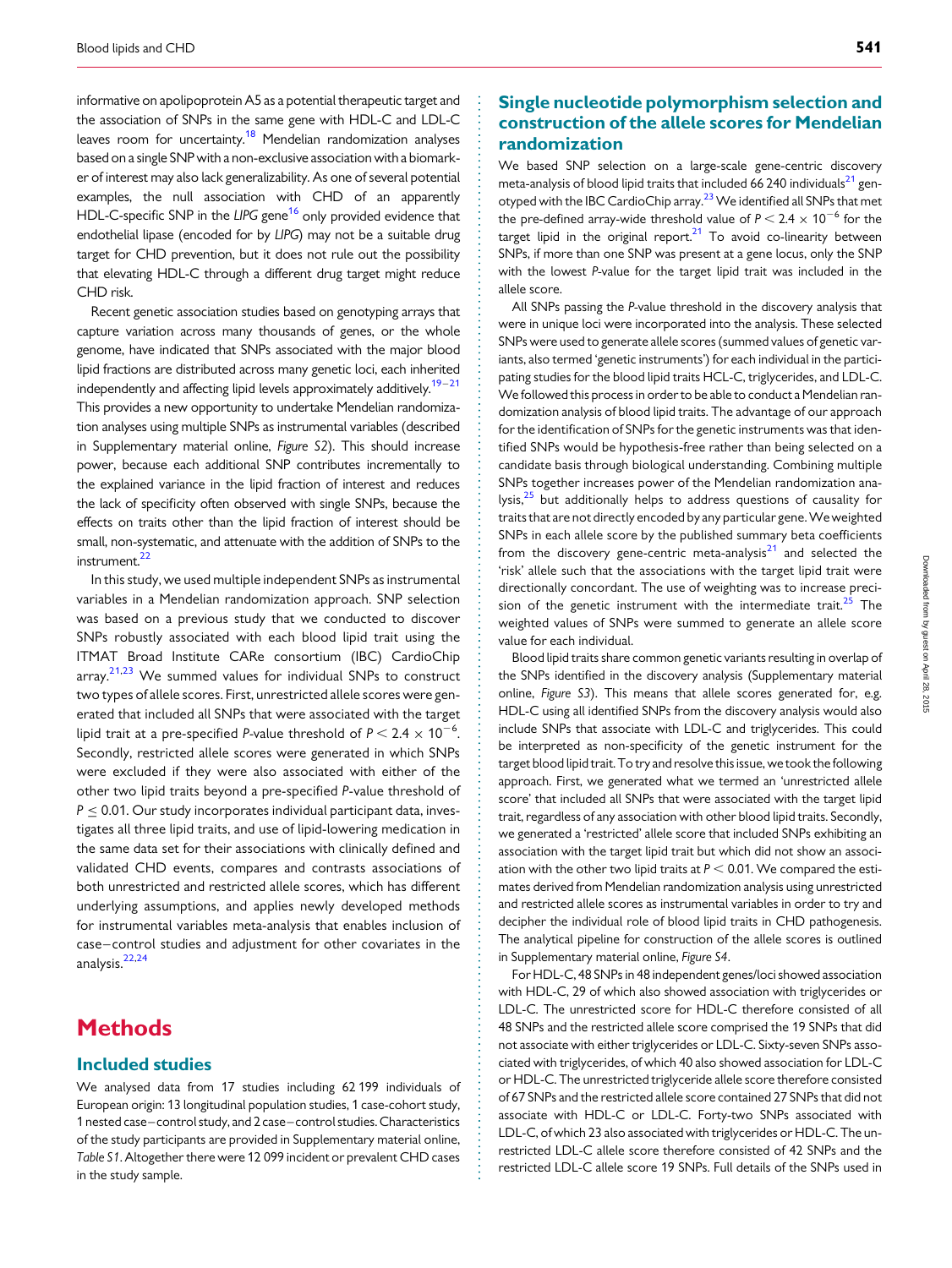informative on apolipoprotein A5 as a potential therapeutic target and the association of SNPs in the same gene with HDL-C and LDL-C leaves room for uncertainty.[18] Mendelian randomization analyses based on a single SNP with a non-exclusive association with a biomarker of interest may also lack generalizability. As one of several potential examples, the null association with CHD of an apparently HDL-C-specific SNP in the *LIPG* gene[16] only provided evidence that endothelial lipase (encoded for by *LIPG*) may not be a suitable drug target for CHD prevention, but it does not rule out the possibility that elevating HDL-C through a different drug target might reduce CHD risk.

Recent genetic association studies based on genotyping arrays that capture variation across many thousands of genes, or the whole genome, have indicated that SNPs associated with the major blood lipid fractions are distributed across many genetic loci, each inherited independently and affecting lipid levels approximately additively.[19–21] This provides a new opportunity to undertake Mendelian randomization analyses using multiple SNPs as instrumental variables (described in Supplementary material online, *Figure S2*). This should increase power, because each additional SNP contributes incrementally to the explained variance in the lipid fraction of interest and reduces the lack of specificity often observed with single SNPs, because the effects on traits other than the lipid fraction of interest should be small, non-systematic, and attenuate with the addition of SNPs to the instrument.[22]

In this study, we used multiple independent SNPs as instrumental variables in a Mendelian randomization approach. SNP selection was based on a previous study that we conducted to discover SNPs robustly associated with each blood lipid trait using the ITMAT Broad Institute CARe consortium (IBC) CardioChip array.[21,23] We summed values for individual SNPs to construct two types of allele scores. First, unrestricted allele scores were generated that included all SNPs that were associated with the target lipid trait at a pre-specified *P*-value threshold of $P < 2.4 \times 10^{-6}$. Secondly, restricted allele scores were generated in which SNPs were excluded if they were also associated with either of the other two lipid traits beyond a pre-specified *P*-value threshold of $P \leq 0.01$. Our study incorporates individual participant data, investigates all three lipid traits, and use of lipid-lowering medication in the same data set for their associations with clinically defined and validated CHD events, compares and contrasts associations of both unrestricted and restricted allele scores, which has different underlying assumptions, and applies newly developed methods for instrumental variables meta-analysis that enables inclusion of case–control studies and adjustment for other covariates in the analysis.[22,24]

# Methods

## Included studies

We analysed data from 17 studies including 62 199 individuals of European origin: 13 longitudinal population studies, 1 case-cohort study, 1 nested case–control study, and 2 case–control studies. Characteristics of the study participants are provided in Supplementary material online, *Table S1*. Altogether there were 12 099 incident or prevalent CHD cases in the study sample.

## Single nucleotide polymorphism selection and construction of the allele scores for Mendelian randomization

We based SNP selection on a large-scale gene-centric discovery meta-analysis of blood lipid traits that included 66 240 individuals[21] genotyped with the IBC CardioChip array.[23] We identified all SNPs that met the pre-defined array-wide threshold value of $P < 2.4 \times 10^{-6}$ for the target lipid in the original report.[21] To avoid co-linearity between SNPs, if more than one SNP was present at a gene locus, only the SNP with the lowest *P*-value for the target lipid trait was included in the allele score.

All SNPs passing the *P*-value threshold in the discovery analysis that were in unique loci were incorporated into the analysis. These selected SNPs were used to generate allele scores (summed values of genetic variants, also termed 'genetic instruments') for each individual in the participating studies for the blood lipid traits HCL-C, triglycerides, and LDL-C. We followed this process in order to be able to conduct a Mendelian randomization analysis of blood lipid traits. The advantage of our approach for the identification of SNPs for the genetic instruments was that identified SNPs would be hypothesis-free rather than being selected on a candidate basis through biological understanding. Combining multiple SNPs together increases power of the Mendelian randomization analysis,[25] but additionally helps to address questions of causality for traits that are not directly encoded by any particular gene. We weighted SNPs in each allele score by the published summary beta coefficients from the discovery gene-centric meta-analysis[21] and selected the 'risk' allele such that the associations with the target lipid trait were directionally concordant. The use of weighting was to increase precision of the genetic instrument with the intermediate trait.[25] The weighted values of SNPs were summed to generate an allele score value for each individual.

Blood lipid traits share common genetic variants resulting in overlap of the SNPs identified in the discovery analysis (Supplementary material online, *Figure S3*). This means that allele scores generated for, e.g. HDL-C using all identified SNPs from the discovery analysis would also include SNPs that associate with LDL-C and triglycerides. This could be interpreted as non-specificity of the genetic instrument for the target blood lipid trait. To try and resolve this issue, we took the following approach. First, we generated what we termed an 'unrestricted allele score' that included all SNPs that were associated with the target lipid trait, regardless of any association with other blood lipid traits. Secondly, we generated a 'restricted' allele score that included SNPs exhibiting an association with the target lipid trait but which did not show an association with the other two lipid traits at $P < 0.01$. We compared the estimates derived from Mendelian randomization analysis using unrestricted and restricted allele scores as instrumental variables in order to try and decipher the individual role of blood lipid traits in CHD pathogenesis. The analytical pipeline for construction of the allele scores is outlined in Supplementary material online, *Figure S4*.

For HDL-C, 48 SNPs in 48 independent genes/loci showed association with HDL-C, 29 of which also showed association with triglycerides or LDL-C. The unrestricted score for HDL-C therefore consisted of all 48 SNPs and the restricted allele score comprised the 19 SNPs that did not associate with either triglycerides or LDL-C. Sixty-seven SNPs associated with triglycerides, of which 40 also showed association for LDL-C or HDL-C. The unrestricted triglyceride allele score therefore consisted of 67 SNPs and the restricted allele score contained 27 SNPs that did not associate with HDL-C or LDL-C. Forty-two SNPs associated with LDL-C, of which 23 also associated with triglycerides or HDL-C. The unrestricted LDL-C allele score therefore consisted of 42 SNPs and the restricted LDL-C allele score 19 SNPs. Full details of the SNPs used in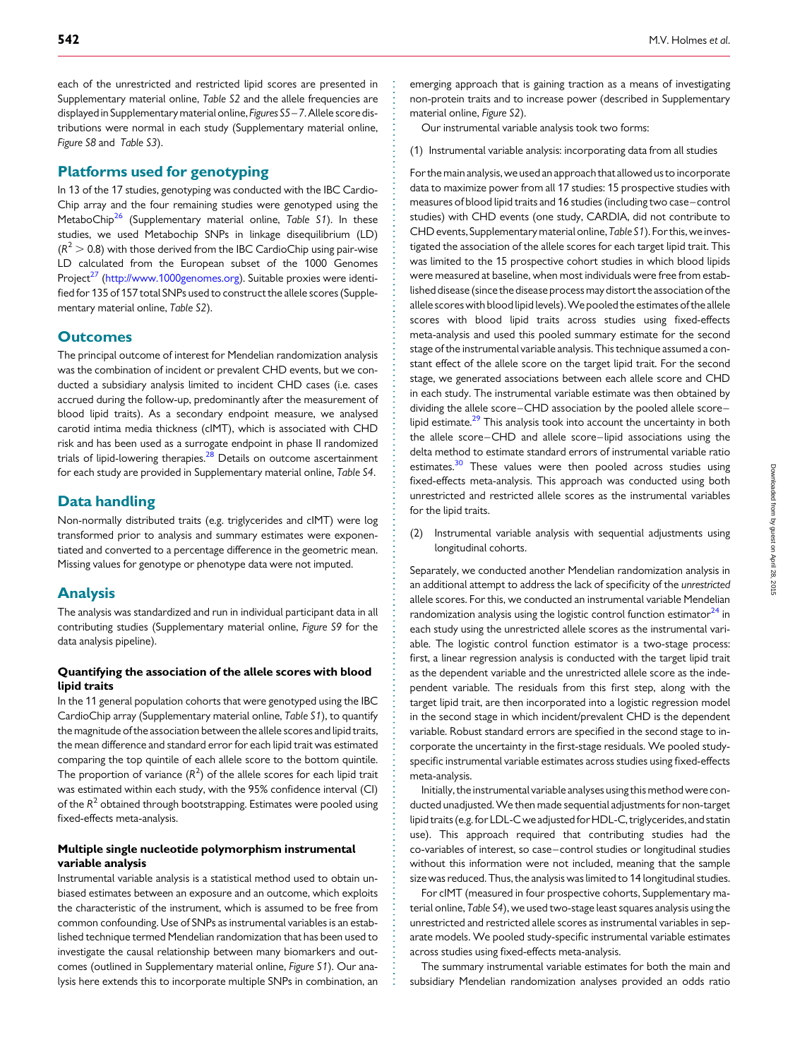each of the unrestricted and restricted lipid scores are presented in Supplementary material online, *Table S2* and the allele frequencies are displayed in Supplementary material online, *Figures S5–7*. Allele score distributions were normal in each study (Supplementary material online, *Figure S8* and *Table S3*).

## Platforms used for genotyping

In 13 of the 17 studies, genotyping was conducted with the IBC CardioChip array and the four remaining studies were genotyped using the MetaboChip[26] (Supplementary material online, *Table S1*). In these studies, we used Metabochip SNPs in linkage disequilibrium (LD) ($R^2 > 0.8$) with those derived from the IBC CardioChip using pair-wise LD calculated from the European subset of the 1000 Genomes Project[27] (http://www.1000genomes.org). Suitable proxies were identified for 135 of 157 total SNPs used to construct the allele scores (Supplementary material online, *Table S2*).

## Outcomes

The principal outcome of interest for Mendelian randomization analysis was the combination of incident or prevalent CHD events, but we conducted a subsidiary analysis limited to incident CHD cases (i.e. cases accrued during the follow-up, predominantly after the measurement of blood lipid traits). As a secondary endpoint measure, we analysed carotid intima media thickness (cIMT), which is associated with CHD risk and has been used as a surrogate endpoint in phase II randomized trials of lipid-lowering therapies.[28] Details on outcome ascertainment for each study are provided in Supplementary material online, *Table S4*.

## Data handling

Non-normally distributed traits (e.g. triglycerides and cIMT) were log transformed prior to analysis and summary estimates were exponentiated and converted to a percentage difference in the geometric mean. Missing values for genotype or phenotype data were not imputed.

## Analysis

The analysis was standardized and run in individual participant data in all contributing studies (Supplementary material online, *Figure S9* for the data analysis pipeline).

### Quantifying the association of the allele scores with blood lipid traits

In the 11 general population cohorts that were genotyped using the IBC CardioChip array (Supplementary material online, *Table S1*), to quantify the magnitude of the association between the allele scores and lipid traits, the mean difference and standard error for each lipid trait was estimated comparing the top quintile of each allele score to the bottom quintile. The proportion of variance ($R^2$) of the allele scores for each lipid trait was estimated within each study, with the 95% confidence interval (CI) of the $R^2$ obtained through bootstrapping. Estimates were pooled using fixed-effects meta-analysis.

### Multiple single nucleotide polymorphism instrumental variable analysis

Instrumental variable analysis is a statistical method used to obtain unbiased estimates between an exposure and an outcome, which exploits the characteristic of the instrument, which is assumed to be free from common confounding. Use of SNPs as instrumental variables is an established technique termed Mendelian randomization that has been used to investigate the causal relationship between many biomarkers and outcomes (outlined in Supplementary material online, *Figure S1*). Our analysis here extends this to incorporate multiple SNPs in combination, an emerging approach that is gaining traction as a means of investigating non-protein traits and to increase power (described in Supplementary material online, *Figure S2*).

Our instrumental variable analysis took two forms:

(1) Instrumental variable analysis: incorporating data from all studies

For the main analysis, we used an approach that allowed us to incorporate data to maximize power from all 17 studies: 15 prospective studies with measures of blood lipid traits and 16 studies (including two case–control studies) with CHD events (one study, CARDIA, did not contribute to CHD events, Supplementary material online, *Table S1*). For this, we investigated the association of the allele scores for each target lipid trait. This was limited to the 15 prospective cohort studies in which blood lipids were measured at baseline, when most individuals were free from established disease (since the disease process may distort the association of the allele scores with blood lipid levels). We pooled the estimates of the allele scores with blood lipid traits across studies using fixed-effects meta-analysis and used this pooled summary estimate for the second stage of the instrumental variable analysis. This technique assumed a constant effect of the allele score on the target lipid trait. For the second stage, we generated associations between each allele score and CHD in each study. The instrumental variable estimate was then obtained by dividing the allele score–CHD association by the pooled allele score–lipid estimate.[29] This analysis took into account the uncertainty in both the allele score–CHD and allele score–lipid associations using the delta method to estimate standard errors of instrumental variable ratio estimates.[30] These values were then pooled across studies using fixed-effects meta-analysis. This approach was conducted using both unrestricted and restricted allele scores as the instrumental variables for the lipid traits.

(2) Instrumental variable analysis with sequential adjustments using longitudinal cohorts.

Separately, we conducted another Mendelian randomization analysis in an additional attempt to address the lack of specificity of the *unrestricted* allele scores. For this, we conducted an instrumental variable Mendelian randomization analysis using the logistic control function estimator[24] in each study using the unrestricted allele scores as the instrumental variable. The logistic control function estimator is a two-stage process: first, a linear regression analysis is conducted with the target lipid trait as the dependent variable and the unrestricted allele score as the independent variable. The residuals from this first step, along with the target lipid trait, are then incorporated into a logistic regression model in the second stage in which incident/prevalent CHD is the dependent variable. Robust standard errors are specified in the second stage to incorporate the uncertainty in the first-stage residuals. We pooled study-specific instrumental variable estimates across studies using fixed-effects meta-analysis.

Initially, the instrumental variable analyses using this method were conducted unadjusted. We then made sequential adjustments for non-target lipid traits (e.g. for LDL-C we adjusted for HDL-C, triglycerides, and statin use). This approach required that contributing studies had the co-variables of interest, so case–control studies or longitudinal studies without this information were not included, meaning that the sample size was reduced. Thus, the analysis was limited to 14 longitudinal studies.

For cIMT (measured in four prospective cohorts, Supplementary material online, *Table S4*), we used two-stage least squares analysis using the unrestricted and restricted allele scores as instrumental variables in separate models. We pooled study-specific instrumental variable estimates across studies using fixed-effects meta-analysis.

The summary instrumental variable estimates for both the main and subsidiary Mendelian randomization analyses provided an odds ratio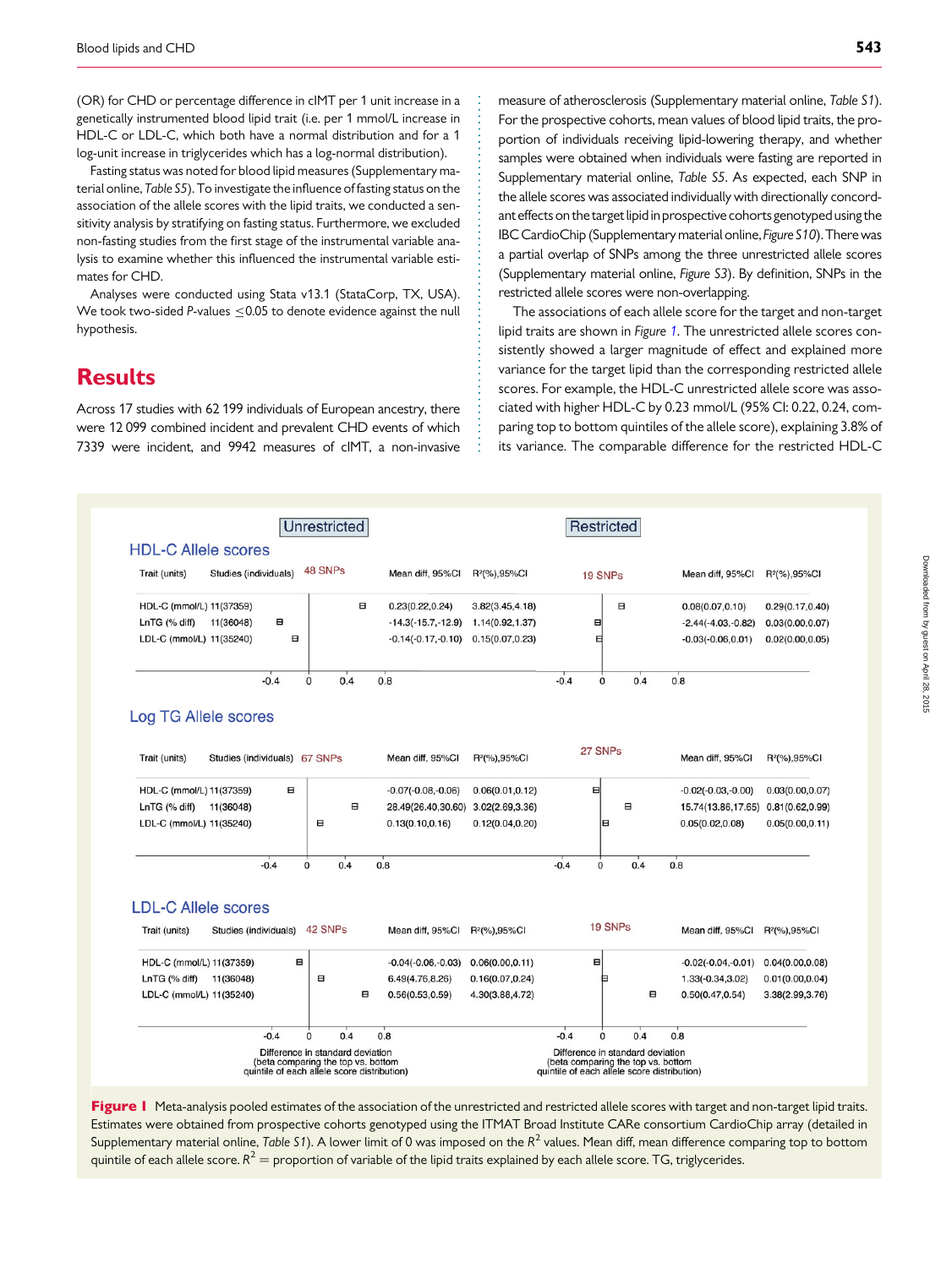(OR) for CHD or percentage difference in cIMT per 1 unit increase in a genetically instrumented blood lipid trait (i.e. per 1 mmol/L increase in HDL-C or LDL-C, which both have a normal distribution and for a 1 log-unit increase in triglycerides which has a log-normal distribution).

Fasting status was noted for blood lipid measures (Supplementary material online, *Table S5*). To investigate the influence of fasting status on the association of the allele scores with the lipid traits, we conducted a sensitivity analysis by stratifying on fasting status. Furthermore, we excluded non-fasting studies from the first stage of the instrumental variable analysis to examine whether this influenced the instrumental variable estimates for CHD.

Analyses were conducted using Stata v13.1 (StataCorp, TX, USA). We took two-sided *P*-values ≤0.05 to denote evidence against the null hypothesis.

# Results

Across 17 studies with 62 199 individuals of European ancestry, there were 12 099 combined incident and prevalent CHD events of which 7339 were incident, and 9942 measures of cIMT, a non-invasive measure of atherosclerosis (Supplementary material online, *Table S1*). For the prospective cohorts, mean values of blood lipid traits, the proportion of individuals receiving lipid-lowering therapy, and whether samples were obtained when individuals were fasting are reported in Supplementary material online, *Table S5*. As expected, each SNP in the allele scores was associated individually with directionally concordant effects on the target lipid in prospective cohorts genotyped using the IBC CardioChip (Supplementary material online, *Figure S10*). There was a partial overlap of SNPs among the three unrestricted allele scores (Supplementary material online, *Figure S3*). By definition, SNPs in the restricted allele scores were non-overlapping.

The associations of each allele score for the target and non-target lipid traits are shown in *Figure 1*. The unrestricted allele scores consistently showed a larger magnitude of effect and explained more variance for the target lipid than the corresponding restricted allele scores. For example, the HDL-C unrestricted allele score was associated with higher HDL-C by 0.23 mmol/L (95% CI: 0.22, 0.24, comparing top to bottom quintiles of the allele score), explaining 3.8% of its variance. The comparable difference for the restricted HDL-C

**HDL-C Allele scores**

| Trait (units) | Studies (individuals) | Unrestricted (48 SNPs) Mean diff, 95%CI | Unrestricted $R^2$(%),95%CI | Restricted (19 SNPs) Mean diff, 95%CI | Restricted $R^2$(%),95%CI |
|---|---|---|---|---|---|
| HDL-C (mmol/L) | 11(37359) | 0.23(0.22,0.24) | 3.82(3.45,4.18) | 0.08(0.07,0.10) | 0.29(0.17,0.40) |
| LnTG (% diff) | 11(36048) | -14.3(-15.7,-12.9) | 1.14(0.92,1.37) | -2.44(-4.03,-0.82) | 0.03(0.00,0.07) |
| LDL-C (mmol/L) | 11(35240) | -0.14(-0.17,-0.10) | 0.15(0.07,0.23) | -0.03(-0.06,0.01) | 0.02(0.00,0.05) |

**Log TG Allele scores**

| Trait (units) | Studies (individuals) | Unrestricted (67 SNPs) Mean diff, 95%CI | Unrestricted $R^2$(%),95%CI | Restricted (27 SNPs) Mean diff, 95%CI | Restricted $R^2$(%),95%CI |
|---|---|---|---|---|---|
| HDL-C (mmol/L) | 11(37359) | -0.07(-0.08,-0.06) | 0.06(0.01,0.12) | -0.02(-0.03,-0.00) | 0.03(0.00,0.07) |
| LnTG (% diff) | 11(36048) | 28.49(26.40,30.60) | 3.02(2.69,3.36) | 15.74(13.86,17.65) | 0.81(0.62,0.99) |
| LDL-C (mmol/L) | 11(35240) | 0.13(0.10,0.16) | 0.12(0.04,0.20) | 0.05(0.02,0.08) | 0.05(0.00,0.11) |

**LDL-C Allele scores**

| Trait (units) | Studies (individuals) | Unrestricted (42 SNPs) Mean diff, 95%CI | Unrestricted $R^2$(%),95%CI | Restricted (19 SNPs) Mean diff, 95%CI | Restricted $R^2$(%),95%CI |
|---|---|---|---|---|---|
| HDL-C (mmol/L) | 11(37359) | -0.04(-0.06,-0.03) | 0.06(0.00,0.11) | -0.02(-0.04,-0.01) | 0.04(0.00,0.08) |
| LnTG (% diff) | 11(36048) | 6.49(4.76,8.26) | 0.16(0.07,0.24) | 1.33(-0.34,3.02) | 0.01(0.00,0.04) |
| LDL-C (mmol/L) | 11(35240) | 0.56(0.53,0.59) | 4.30(3.88,4.72) | 0.50(0.47,0.54) | 3.38(2.99,3.76) |

Difference in standard deviation (beta comparing the top vs. bottom quintile of each allele score distribution)

**Figure 1** Meta-analysis pooled estimates of the association of the unrestricted and restricted allele scores with target and non-target lipid traits. Estimates were obtained from prospective cohorts genotyped using the ITMAT Broad Institute CARe consortium CardioChip array (detailed in Supplementary material online, *Table S1*). A lower limit of 0 was imposed on the $R^2$ values. Mean diff, mean difference comparing top to bottom quintile of each allele score. $R^2$ = proportion of variable of the lipid traits explained by each allele score. TG, triglycerides.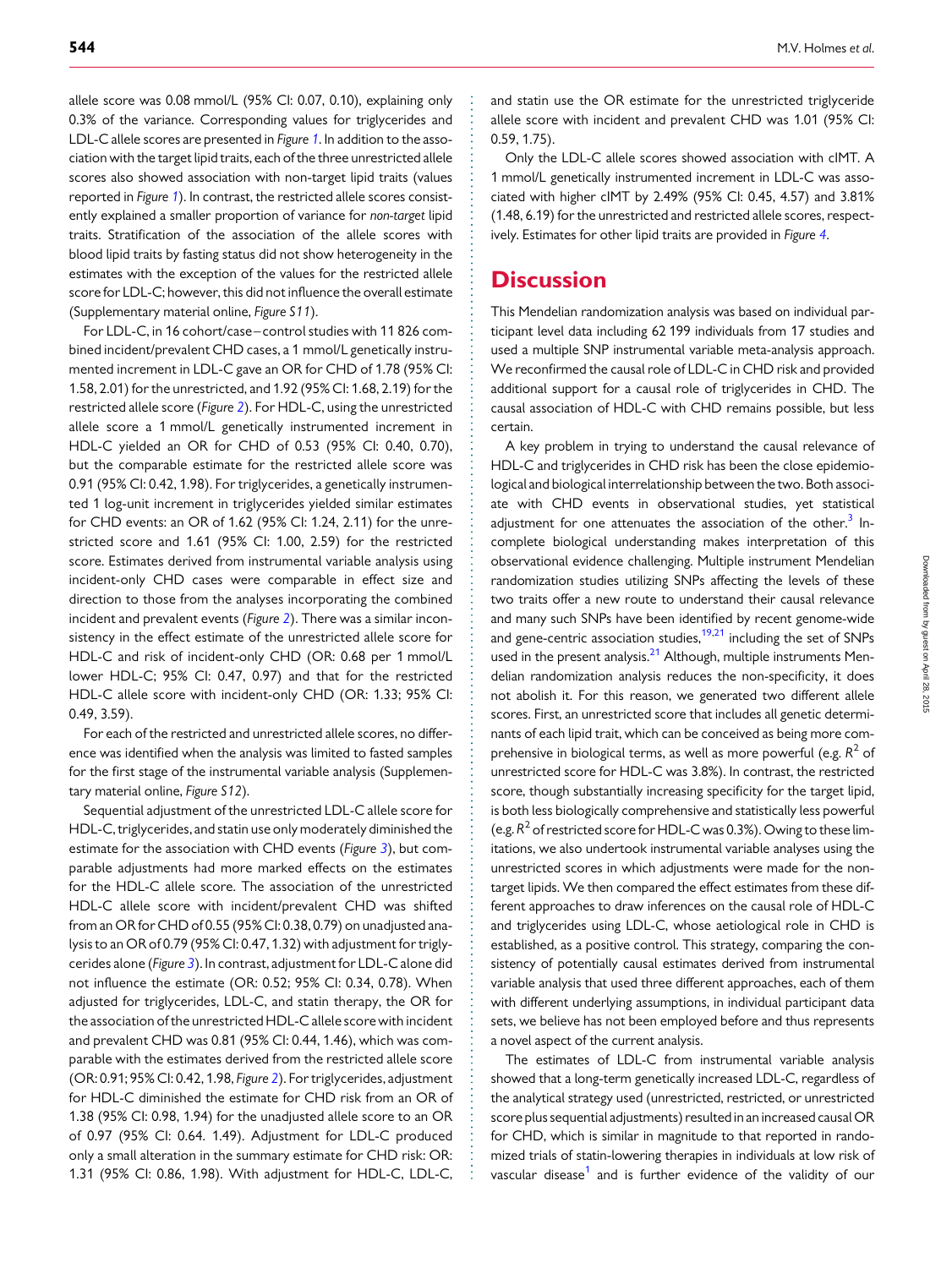allele score was 0.08 mmol/L (95% CI: 0.07, 0.10), explaining only 0.3% of the variance. Corresponding values for triglycerides and LDL-C allele scores are presented in *Figure 1*. In addition to the association with the target lipid traits, each of the three unrestricted allele scores also showed association with non-target lipid traits (values reported in *Figure 1*). In contrast, the restricted allele scores consistently explained a smaller proportion of variance for *non-target* lipid traits. Stratification of the association of the allele scores with blood lipid traits by fasting status did not show heterogeneity in the estimates with the exception of the values for the restricted allele score for LDL-C; however, this did not influence the overall estimate (Supplementary material online, *Figure S11*).

For LDL-C, in 16 cohort/case–control studies with 11 826 combined incident/prevalent CHD cases, a 1 mmol/L genetically instrumented increment in LDL-C gave an OR for CHD of 1.78 (95% CI: 1.58, 2.01) for the unrestricted, and 1.92 (95% CI: 1.68, 2.19) for the restricted allele score (*Figure 2*). For HDL-C, using the unrestricted allele score a 1 mmol/L genetically instrumented increment in HDL-C yielded an OR for CHD of 0.53 (95% CI: 0.40, 0.70), but the comparable estimate for the restricted allele score was 0.91 (95% CI: 0.42, 1.98). For triglycerides, a genetically instrumented 1 log-unit increment in triglycerides yielded similar estimates for CHD events: an OR of 1.62 (95% CI: 1.24, 2.11) for the unrestricted score and 1.61 (95% CI: 1.00, 2.59) for the restricted score. Estimates derived from instrumental variable analysis using incident-only CHD cases were comparable in effect size and direction to those from the analyses incorporating the combined incident and prevalent events (*Figure 2*). There was a similar inconsistency in the effect estimate of the unrestricted allele score for HDL-C and risk of incident-only CHD (OR: 0.68 per 1 mmol/L lower HDL-C; 95% CI: 0.47, 0.97) and that for the restricted HDL-C allele score with incident-only CHD (OR: 1.33; 95% CI: 0.49, 3.59).

For each of the restricted and unrestricted allele scores, no difference was identified when the analysis was limited to fasted samples for the first stage of the instrumental variable analysis (Supplementary material online, *Figure S12*).

Sequential adjustment of the unrestricted LDL-C allele score for HDL-C, triglycerides, and statin use only moderately diminished the estimate for the association with CHD events (*Figure 3*), but comparable adjustments had more marked effects on the estimates for the HDL-C allele score. The association of the unrestricted HDL-C allele score with incident/prevalent CHD was shifted from an OR for CHD of 0.55 (95% CI: 0.38, 0.79) on unadjusted analysis to an OR of 0.79 (95% CI: 0.47, 1.32) with adjustment for triglycerides alone (*Figure 3*). In contrast, adjustment for LDL-C alone did not influence the estimate (OR: 0.52; 95% CI: 0.34, 0.78). When adjusted for triglycerides, LDL-C, and statin therapy, the OR for the association of the unrestricted HDL-C allele score with incident and prevalent CHD was 0.81 (95% CI: 0.44, 1.46), which was comparable with the estimates derived from the restricted allele score (OR: 0.91; 95% CI: 0.42, 1.98, *Figure 2*). For triglycerides, adjustment for HDL-C diminished the estimate for CHD risk from an OR of 1.38 (95% CI: 0.98, 1.94) for the unadjusted allele score to an OR of 0.97 (95% CI: 0.64. 1.49). Adjustment for LDL-C produced only a small alteration in the summary estimate for CHD risk: OR: 1.31 (95% CI: 0.86, 1.98). With adjustment for HDL-C, LDL-C, and statin use the OR estimate for the unrestricted triglyceride allele score with incident and prevalent CHD was 1.01 (95% CI: 0.59, 1.75).

Only the LDL-C allele scores showed association with cIMT. A 1 mmol/L genetically instrumented increment in LDL-C was associated with higher cIMT by 2.49% (95% CI: 0.45, 4.57) and 3.81% (1.48, 6.19) for the unrestricted and restricted allele scores, respectively. Estimates for other lipid traits are provided in *Figure 4*.

# Discussion

This Mendelian randomization analysis was based on individual participant level data including 62 199 individuals from 17 studies and used a multiple SNP instrumental variable meta-analysis approach. We reconfirmed the causal role of LDL-C in CHD risk and provided additional support for a causal role of triglycerides in CHD. The causal association of HDL-C with CHD remains possible, but less certain.

A key problem in trying to understand the causal relevance of HDL-C and triglycerides in CHD risk has been the close epidemiological and biological interrelationship between the two. Both associate with CHD events in observational studies, yet statistical adjustment for one attenuates the association of the other.[3] Incomplete biological understanding makes interpretation of this observational evidence challenging. Multiple instrument Mendelian randomization studies utilizing SNPs affecting the levels of these two traits offer a new route to understand their causal relevance and many such SNPs have been identified by recent genome-wide and gene-centric association studies,[19,21] including the set of SNPs used in the present analysis.[21] Although, multiple instruments Mendelian randomization analysis reduces the non-specificity, it does not abolish it. For this reason, we generated two different allele scores. First, an unrestricted score that includes all genetic determinants of each lipid trait, which can be conceived as being more comprehensive in biological terms, as well as more powerful (e.g. $R^2$ of unrestricted score for HDL-C was 3.8%). In contrast, the restricted score, though substantially increasing specificity for the target lipid, is both less biologically comprehensive and statistically less powerful (e.g. $R^2$ of restricted score for HDL-C was 0.3%). Owing to these limitations, we also undertook instrumental variable analyses using the unrestricted scores in which adjustments were made for the non-target lipids. We then compared the effect estimates from these different approaches to draw inferences on the causal role of HDL-C and triglycerides using LDL-C, whose aetiological role in CHD is established, as a positive control. This strategy, comparing the consistency of potentially causal estimates derived from instrumental variable analysis that used three different approaches, each of them with different underlying assumptions, in individual participant data sets, we believe has not been employed before and thus represents a novel aspect of the current analysis.

The estimates of LDL-C from instrumental variable analysis showed that a long-term genetically increased LDL-C, regardless of the analytical strategy used (unrestricted, restricted, or unrestricted score plus sequential adjustments) resulted in an increased causal OR for CHD, which is similar in magnitude to that reported in randomized trials of statin-lowering therapies in individuals at low risk of vascular disease[1] and is further evidence of the validity of our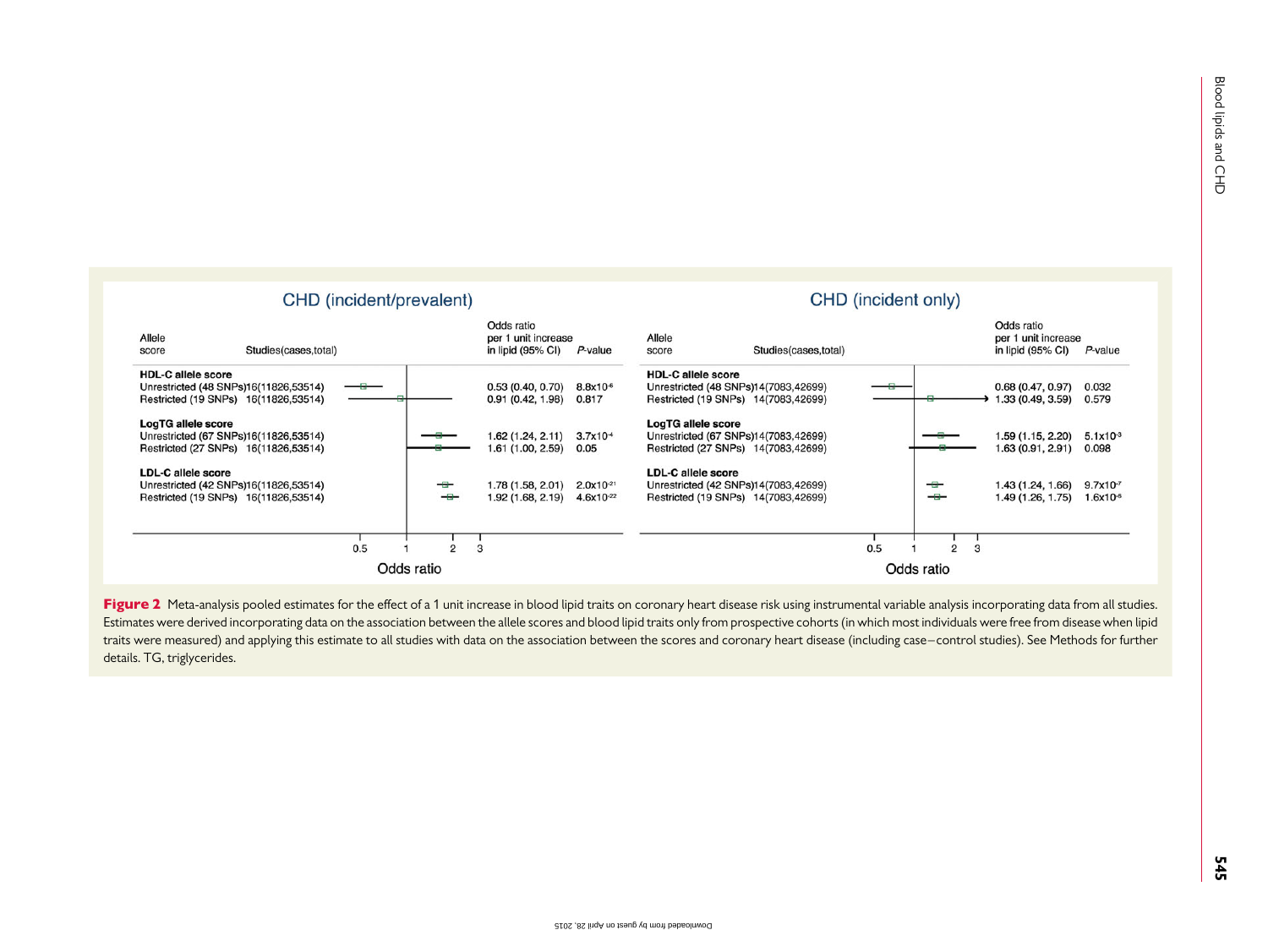| Allele score | Studies(cases,total) | Odds ratio per 1 unit increase in lipid (95% CI) | P-value |
| --- | --- | --- | --- |
| **CHD (incident/prevalent)** | | | |
| **HDL-C allele score** | | | |
| Unrestricted (48 SNPs) | 16(11826,53514) | 0.53 (0.40, 0.70) | $8.8 \times 10^{-6}$ |
| Restricted (19 SNPs) | 16(11826,53514) | 0.91 (0.42, 1.98) | 0.817 |
| **LogTG allele score** | | | |
| Unrestricted (67 SNPs) | 16(11826,53514) | 1.62 (1.24, 2.11) | $3.7 \times 10^{-4}$ |
| Restricted (27 SNPs) | 16(11826,53514) | 1.61 (1.00, 2.59) | 0.05 |
| **LDL-C allele score** | | | |
| Unrestricted (42 SNPs) | 16(11826,53514) | 1.78 (1.58, 2.01) | $2.0 \times 10^{-21}$ |
| Restricted (19 SNPs) | 16(11826,53514) | 1.92 (1.68, 2.19) | $4.6 \times 10^{-22}$ |
| **CHD (incident only)** | | | |
| **HDL-C allele score** | | | |
| Unrestricted (48 SNPs) | 14(7083,42699) | 0.68 (0.47, 0.97) | 0.032 |
| Restricted (19 SNPs) | 14(7083,42699) | 1.33 (0.49, 3.59) | 0.579 |
| **LogTG allele score** | | | |
| Unrestricted (67 SNPs) | 14(7083,42699) | 1.59 (1.15, 2.20) | $5.1 \times 10^{-3}$ |
| Restricted (27 SNPs) | 14(7083,42699) | 1.63 (0.91, 2.91) | 0.098 |
| **LDL-C allele score** | | | |
| Unrestricted (42 SNPs) | 14(7083,42699) | 1.43 (1.24, 1.66) | $9.7 \times 10^{-7}$ |
| Restricted (19 SNPs) | 14(7083,42699) | 1.49 (1.26, 1.75) | $1.6 \times 10^{-6}$ |

**Figure 2** Meta-analysis pooled estimates for the effect of a 1 unit increase in blood lipid traits on coronary heart disease risk using instrumental variable analysis incorporating data from all studies. Estimates were derived incorporating data on the association between the allele scores and blood lipid traits only from prospective cohorts (in which most individuals were free from disease when lipid traits were measured) and applying this estimate to all studies with data on the association between the scores and coronary heart disease (including case–control studies). See Methods for further details. TG, triglycerides.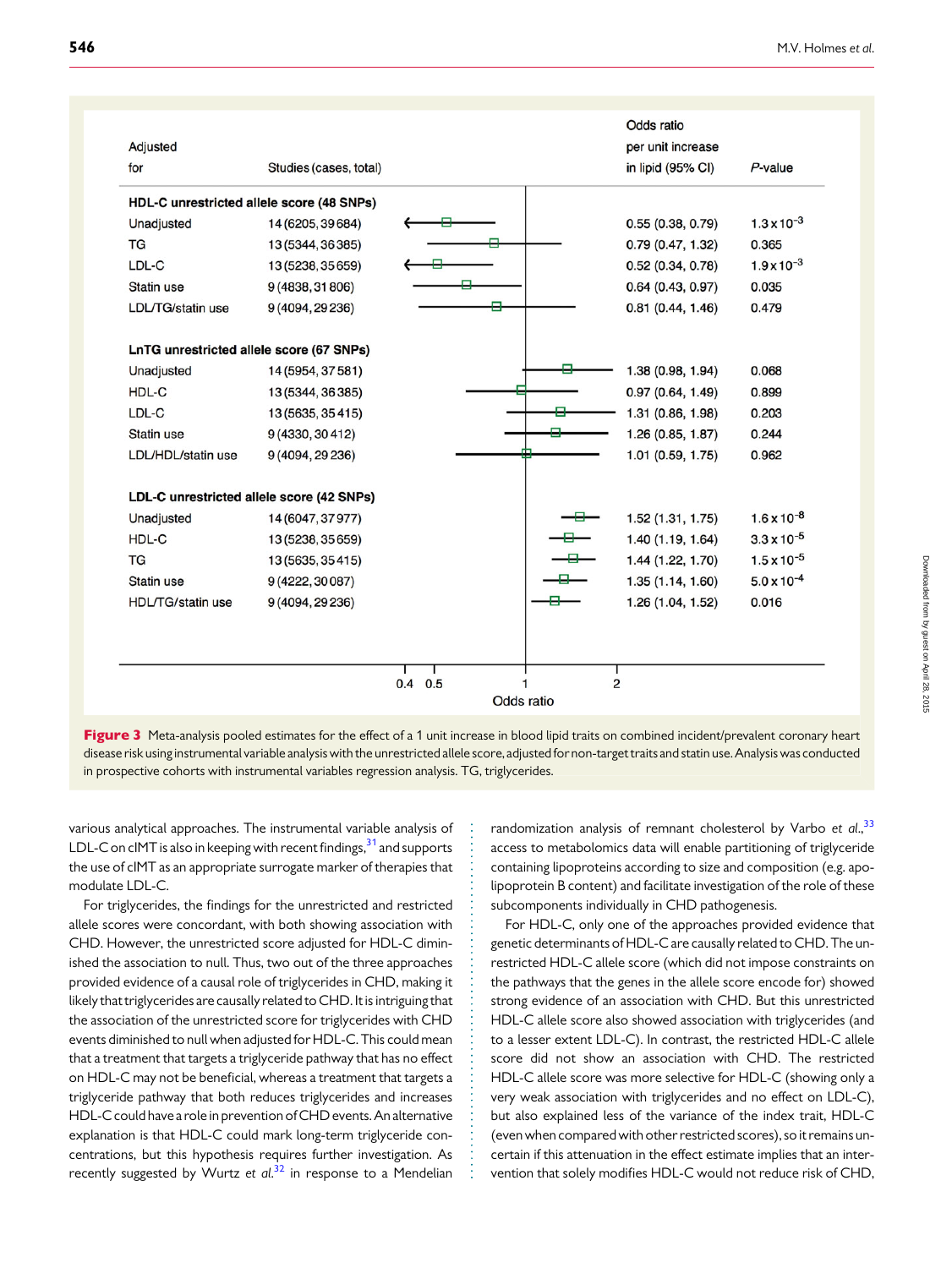| Adjusted for | Studies (cases, total) | Odds ratio per unit increase in lipid (95% CI) | *P*-value |
|---|---|---|---|
| **HDL-C unrestricted allele score (48 SNPs)** | | | |
| Unadjusted | 14 (6205, 39 684) | 0.55 (0.38, 0.79) | $1.3 \times 10^{-3}$ |
| TG | 13 (5344, 36 385) | 0.79 (0.47, 1.32) | 0.365 |
| LDL-C | 13 (5238, 35 659) | 0.52 (0.34, 0.78) | $1.9 \times 10^{-3}$ |
| Statin use | 9 (4838, 31 806) | 0.64 (0.43, 0.97) | 0.035 |
| LDL/TG/statin use | 9 (4094, 29 236) | 0.81 (0.44, 1.46) | 0.479 |
| **LnTG unrestricted allele score (67 SNPs)** | | | |
| Unadjusted | 14 (5954, 37 581) | 1.38 (0.98, 1.94) | 0.068 |
| HDL-C | 13 (5344, 36 385) | 0.97 (0.64, 1.49) | 0.899 |
| LDL-C | 13 (5635, 35 415) | 1.31 (0.86, 1.98) | 0.203 |
| Statin use | 9 (4330, 30 412) | 1.26 (0.85, 1.87) | 0.244 |
| LDL/HDL/statin use | 9 (4094, 29 236) | 1.01 (0.59, 1.75) | 0.962 |
| **LDL-C unrestricted allele score (42 SNPs)** | | | |
| Unadjusted | 14 (6047, 37 977) | 1.52 (1.31, 1.75) | $1.6 \times 10^{-8}$ |
| HDL-C | 13 (5238, 35 659) | 1.40 (1.19, 1.64) | $3.3 \times 10^{-5}$ |
| TG | 13 (5635, 35 415) | 1.44 (1.22, 1.70) | $1.5 \times 10^{-5}$ |
| Statin use | 9 (4222, 30 087) | 1.35 (1.14, 1.60) | $5.0 \times 10^{-4}$ |
| HDL/TG/statin use | 9 (4094, 29 236) | 1.26 (1.04, 1.52) | 0.016 |

**Figure 3** Meta-analysis pooled estimates for the effect of a 1 unit increase in blood lipid traits on combined incident/prevalent coronary heart disease risk using instrumental variable analysis with the unrestricted allele score, adjusted for non-target traits and statin use. Analysis was conducted in prospective cohorts with instrumental variables regression analysis. TG, triglycerides.

various analytical approaches. The instrumental variable analysis of LDL-C on cIMT is also in keeping with recent findings,[31] and supports the use of cIMT as an appropriate surrogate marker of therapies that modulate LDL-C.

For triglycerides, the findings for the unrestricted and restricted allele scores were concordant, with both showing association with CHD. However, the unrestricted score adjusted for HDL-C diminished the association to null. Thus, two out of the three approaches provided evidence of a causal role of triglycerides in CHD, making it likely that triglycerides are causally related to CHD. It is intriguing that the association of the unrestricted score for triglycerides with CHD events diminished to null when adjusted for HDL-C. This could mean that a treatment that targets a triglyceride pathway that has no effect on HDL-C may not be beneficial, whereas a treatment that targets a triglyceride pathway that both reduces triglycerides and increases HDL-C could have a role in prevention of CHD events. An alternative explanation is that HDL-C could mark long-term triglyceride concentrations, but this hypothesis requires further investigation. As recently suggested by Wurtz *et al.*[32] in response to a Mendelian randomization analysis of remnant cholesterol by Varbo *et al.*,[33] access to metabolomics data will enable partitioning of triglyceride containing lipoproteins according to size and composition (e.g. apolipoprotein B content) and facilitate investigation of the role of these subcomponents individually in CHD pathogenesis.

For HDL-C, only one of the approaches provided evidence that genetic determinants of HDL-C are causally related to CHD. The unrestricted HDL-C allele score (which did not impose constraints on the pathways that the genes in the allele score encode for) showed strong evidence of an association with CHD. But this unrestricted HDL-C allele score also showed association with triglycerides (and to a lesser extent LDL-C). In contrast, the restricted HDL-C allele score did not show an association with CHD. The restricted HDL-C allele score was more selective for HDL-C (showing only a very weak association with triglycerides and no effect on LDL-C), but also explained less of the variance of the index trait, HDL-C (even when compared with other restricted scores), so it remains uncertain if this attenuation in the effect estimate implies that an intervention that solely modifies HDL-C would not reduce risk of CHD,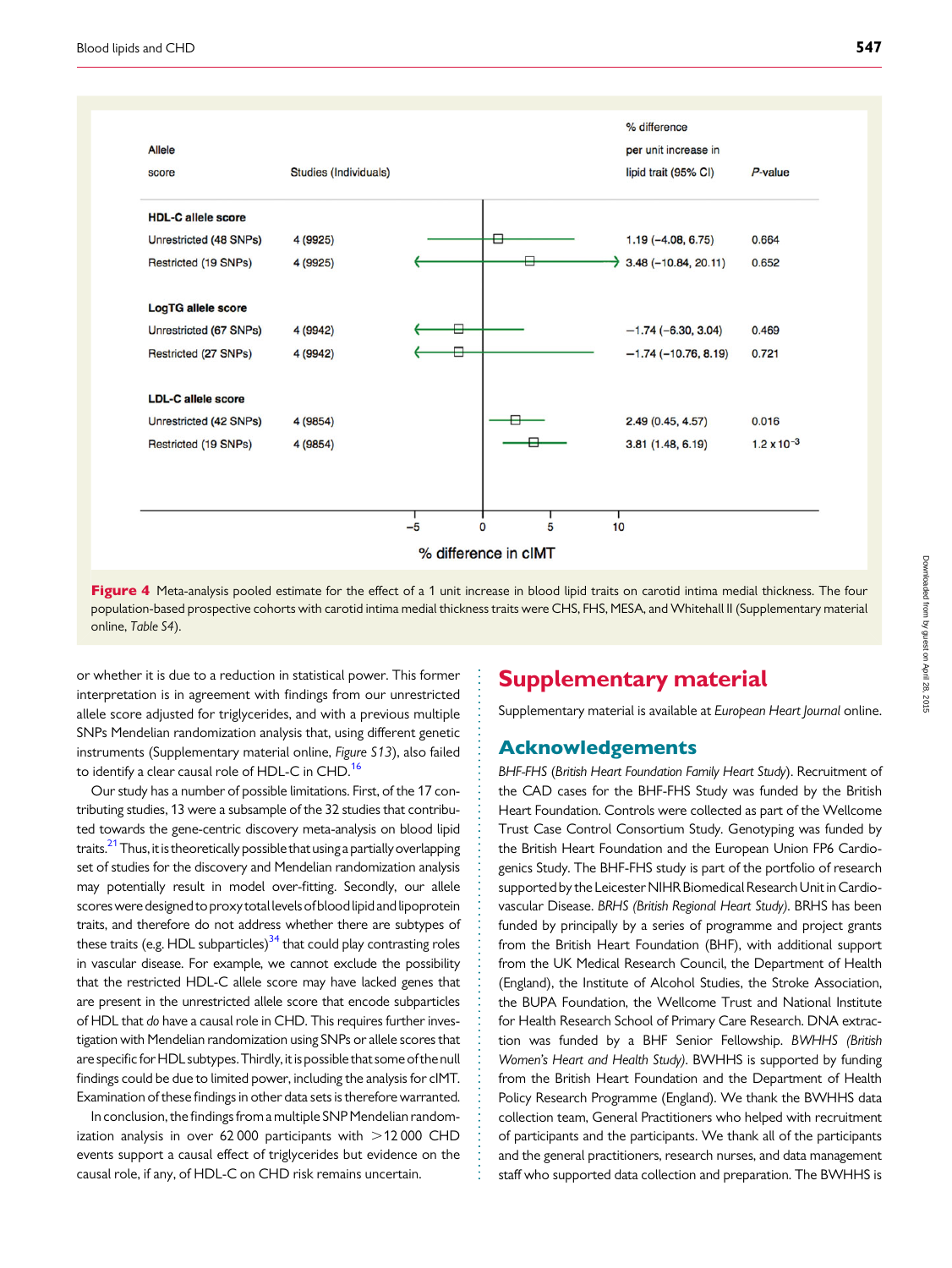| Allele score | Studies (Individuals) | % difference per unit increase in lipid trait (95% CI) | P-value |
|---|---|---|---|
| **HDL-C allele score** | | | |
| Unrestricted (48 SNPs) | 4 (9925) | 1.19 (−4.08, 6.75) | 0.664 |
| Restricted (19 SNPs) | 4 (9925) | 3.48 (−10.84, 20.11) | 0.652 |
| **LogTG allele score** | | | |
| Unrestricted (67 SNPs) | 4 (9942) | −1.74 (−6.30, 3.04) | 0.469 |
| Restricted (27 SNPs) | 4 (9942) | −1.74 (−10.76, 8.19) | 0.721 |
| **LDL-C allele score** | | | |
| Unrestricted (42 SNPs) | 4 (9854) | 2.49 (0.45, 4.57) | 0.016 |
| Restricted (19 SNPs) | 4 (9854) | 3.81 (1.48, 6.19) | $1.2 \times 10^{-3}$ |

**Figure 4** Meta-analysis pooled estimate for the effect of a 1 unit increase in blood lipid traits on carotid intima medial thickness. The four population-based prospective cohorts with carotid intima medial thickness traits were CHS, FHS, MESA, and Whitehall II (Supplementary material online, *Table S4*).

or whether it is due to a reduction in statistical power. This former interpretation is in agreement with findings from our unrestricted allele score adjusted for triglycerides, and with a previous multiple SNPs Mendelian randomization analysis that, using different genetic instruments (Supplementary material online, *Figure S13*), also failed to identify a clear causal role of HDL-C in CHD.[16]

Our study has a number of possible limitations. First, of the 17 contributing studies, 13 were a subsample of the 32 studies that contributed towards the gene-centric discovery meta-analysis on blood lipid traits.[21] Thus, it is theoretically possible that using a partially overlapping set of studies for the discovery and Mendelian randomization analysis may potentially result in model over-fitting. Secondly, our allele scores were designed to proxy total levels of blood lipid and lipoprotein traits, and therefore do not address whether there are subtypes of these traits (e.g. HDL subparticles)[34] that could play contrasting roles in vascular disease. For example, we cannot exclude the possibility that the restricted HDL-C allele score may have lacked genes that are present in the unrestricted allele score that encode subparticles of HDL that *do* have a causal role in CHD. This requires further investigation with Mendelian randomization using SNPs or allele scores that are specific for HDL subtypes. Thirdly, it is possible that some of the null findings could be due to limited power, including the analysis for cIMT. Examination of these findings in other data sets is therefore warranted.

In conclusion, the findings from a multiple SNP Mendelian randomization analysis in over 62 000 participants with >12 000 CHD events support a causal effect of triglycerides but evidence on the causal role, if any, of HDL-C on CHD risk remains uncertain.

## Supplementary material

Supplementary material is available at *European Heart Journal* online.

## Acknowledgements

*BHF-FHS (British Heart Foundation Family Heart Study)*. Recruitment of the CAD cases for the BHF-FHS Study was funded by the British Heart Foundation. Controls were collected as part of the Wellcome Trust Case Control Consortium Study. Genotyping was funded by the British Heart Foundation and the European Union FP6 Cardiogenics Study. The BHF-FHS study is part of the portfolio of research supported by the Leicester NIHR Biomedical Research Unit in Cardiovascular Disease. *BRHS (British Regional Heart Study)*. BRHS has been funded by principally by a series of programme and project grants from the British Heart Foundation (BHF), with additional support from the UK Medical Research Council, the Department of Health (England), the Institute of Alcohol Studies, the Stroke Association, the BUPA Foundation, the Wellcome Trust and National Institute for Health Research School of Primary Care Research. DNA extraction was funded by a BHF Senior Fellowship. *BWHHS (British Women's Heart and Health Study)*. BWHHS is supported by funding from the British Heart Foundation and the Department of Health Policy Research Programme (England). We thank the BWHHS data collection team, General Practitioners who helped with recruitment of participants and the participants. We thank all of the participants and the general practitioners, research nurses, and data management staff who supported data collection and preparation. The BWHHS is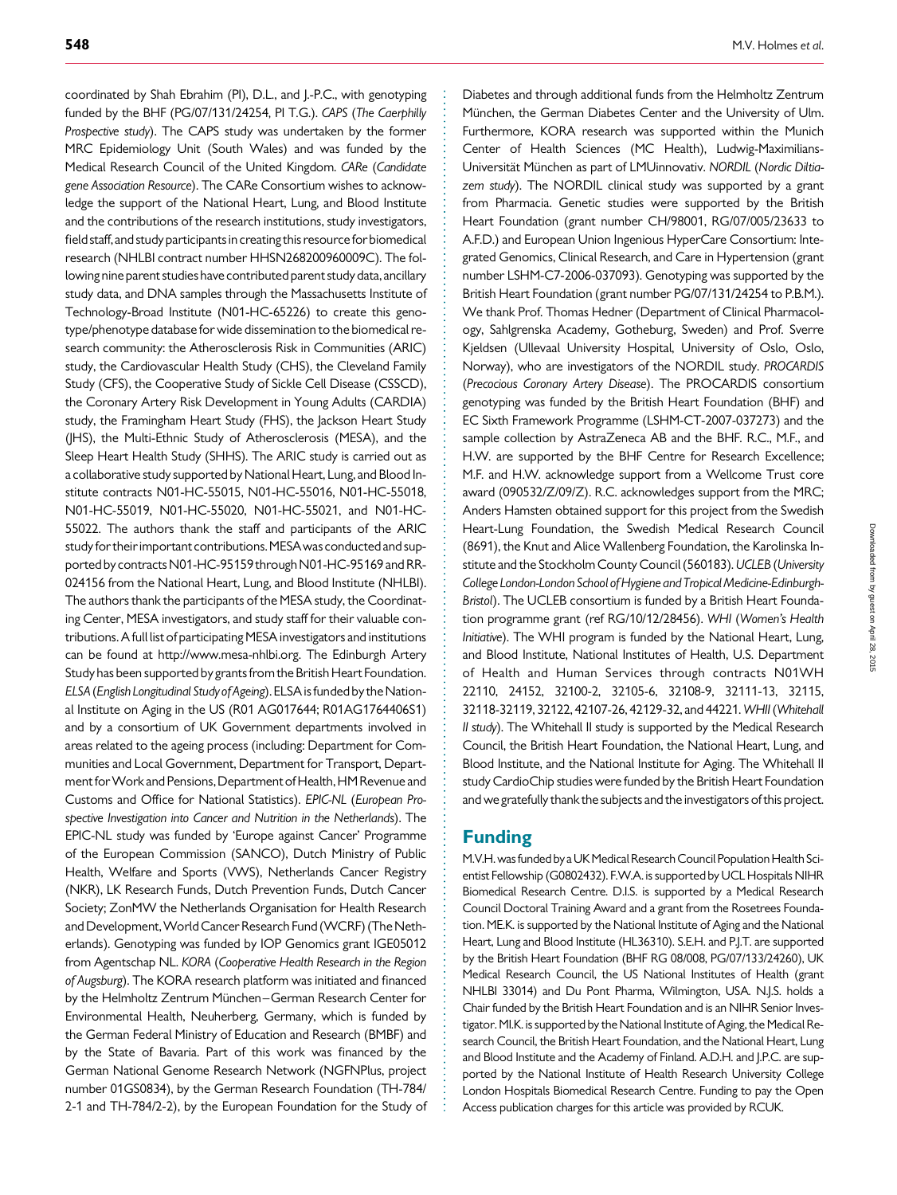coordinated by Shah Ebrahim (PI), D.L., and J.-P.C., with genotyping funded by the BHF (PG/07/131/24254, PI T.G.). *CAPS* (*The Caerphilly Prospective study*). The CAPS study was undertaken by the former MRC Epidemiology Unit (South Wales) and was funded by the Medical Research Council of the United Kingdom. *CARe* (*Candidate gene Association Resource*). The CARe Consortium wishes to acknowledge the support of the National Heart, Lung, and Blood Institute and the contributions of the research institutions, study investigators, field staff, and study participants in creating this resource for biomedical research (NHLBI contract number HHSN268200960009C). The following nine parent studies have contributed parent study data, ancillary study data, and DNA samples through the Massachusetts Institute of Technology-Broad Institute (N01-HC-65226) to create this genotype/phenotype database for wide dissemination to the biomedical research community: the Atherosclerosis Risk in Communities (ARIC) study, the Cardiovascular Health Study (CHS), the Cleveland Family Study (CFS), the Cooperative Study of Sickle Cell Disease (CSSCD), the Coronary Artery Risk Development in Young Adults (CARDIA) study, the Framingham Heart Study (FHS), the Jackson Heart Study (JHS), the Multi-Ethnic Study of Atherosclerosis (MESA), and the Sleep Heart Health Study (SHHS). The ARIC study is carried out as a collaborative study supported by National Heart, Lung, and Blood Institute contracts N01-HC-55015, N01-HC-55016, N01-HC-55018, N01-HC-55019, N01-HC-55020, N01-HC-55021, and N01-HC-55022. The authors thank the staff and participants of the ARIC study for their important contributions. MESA was conducted and supported by contracts N01-HC-95159 through N01-HC-95169 and RR-024156 from the National Heart, Lung, and Blood Institute (NHLBI). The authors thank the participants of the MESA study, the Coordinating Center, MESA investigators, and study staff for their valuable contributions. A full list of participating MESA investigators and institutions can be found at http://www.mesa-nhlbi.org. The Edinburgh Artery Study has been supported by grants from the British Heart Foundation. *ELSA* (*English Longitudinal Study of Ageing*). ELSA is funded by the National Institute on Aging in the US (R01 AG017644; R01AG1764406S1) and by a consortium of UK Government departments involved in areas related to the ageing process (including: Department for Communities and Local Government, Department for Transport, Department for Work and Pensions, Department of Health, HM Revenue and Customs and Office for National Statistics). *EPIC-NL* (*European Prospective Investigation into Cancer and Nutrition in the Netherlands*). The EPIC-NL study was funded by 'Europe against Cancer' Programme of the European Commission (SANCO), Dutch Ministry of Public Health, Welfare and Sports (VWS), Netherlands Cancer Registry (NKR), LK Research Funds, Dutch Prevention Funds, Dutch Cancer Society; ZonMW the Netherlands Organisation for Health Research and Development, World Cancer Research Fund (WCRF) (The Netherlands). Genotyping was funded by IOP Genomics grant IGE05012 from Agentschap NL. *KORA* (*Cooperative Health Research in the Region of Augsburg*). The KORA research platform was initiated and financed by the Helmholtz Zentrum München–German Research Center for Environmental Health, Neuherberg, Germany, which is funded by the German Federal Ministry of Education and Research (BMBF) and by the State of Bavaria. Part of this work was financed by the German National Genome Research Network (NGFNPlus, project number 01GS0834), by the German Research Foundation (TH-784/2-1 and TH-784/2-2), by the European Foundation for the Study of Diabetes and through additional funds from the Helmholtz Zentrum München, the German Diabetes Center and the University of Ulm. Furthermore, KORA research was supported within the Munich Center of Health Sciences (MC Health), Ludwig-Maximilians-Universität München as part of LMUinnovativ. *NORDIL* (*Nordic Diltiazem study*). The NORDIL clinical study was supported by a grant from Pharmacia. Genetic studies were supported by the British Heart Foundation (grant number CH/98001, RG/07/005/23633 to A.F.D.) and European Union Ingenious HyperCare Consortium: Integrated Genomics, Clinical Research, and Care in Hypertension (grant number LSHM-C7-2006-037093). Genotyping was supported by the British Heart Foundation (grant number PG/07/131/24254 to P.B.M.). We thank Prof. Thomas Hedner (Department of Clinical Pharmacology, Sahlgrenska Academy, Gotheburg, Sweden) and Prof. Sverre Kjeldsen (Ullevaal University Hospital, University of Oslo, Oslo, Norway), who are investigators of the NORDIL study. *PROCARDIS* (*Precocious Coronary Artery Disease*). The PROCARDIS consortium genotyping was funded by the British Heart Foundation (BHF) and EC Sixth Framework Programme (LSHM-CT-2007-037273) and the sample collection by AstraZeneca AB and the BHF. R.C., M.F., and H.W. are supported by the BHF Centre for Research Excellence; M.F. and H.W. acknowledge support from a Wellcome Trust core award (090532/Z/09/Z). R.C. acknowledges support from the MRC; Anders Hamsten obtained support for this project from the Swedish Heart-Lung Foundation, the Swedish Medical Research Council (8691), the Knut and Alice Wallenberg Foundation, the Karolinska Institute and the Stockholm County Council (560183). *UCLEB* (*University College London-London School of Hygiene and Tropical Medicine-Edinburgh-Bristol*). The UCLEB consortium is funded by a British Heart Foundation programme grant (ref RG/10/12/28456). *WHI* (*Women's Health Initiative*). The WHI program is funded by the National Heart, Lung, and Blood Institute, National Institutes of Health, U.S. Department of Health and Human Services through contracts N01WH 22110, 24152, 32100-2, 32105-6, 32108-9, 32111-13, 32115, 32118-32119, 32122, 42107-26, 42129-32, and 44221. *WHII* (*Whitehall II study*). The Whitehall II study is supported by the Medical Research Council, the British Heart Foundation, the National Heart, Lung, and Blood Institute, and the National Institute for Aging. The Whitehall II study CardioChip studies were funded by the British Heart Foundation and we gratefully thank the subjects and the investigators of this project.

## Funding

M.V.H. was funded by a UK Medical Research Council Population Health Scientist Fellowship (G0802432). F.W.A. is supported by UCL Hospitals NIHR Biomedical Research Centre. D.I.S. is supported by a Medical Research Council Doctoral Training Award and a grant from the Rosetrees Foundation. ME.K. is supported by the National Institute of Aging and the National Heart, Lung and Blood Institute (HL36310). S.E.H. and P.J.T. are supported by the British Heart Foundation (BHF RG 08/008, PG/07/133/24260), UK Medical Research Council, the US National Institutes of Health (grant NHLBI 33014) and Du Pont Pharma, Wilmington, USA. N.J.S. holds a Chair funded by the British Heart Foundation and is an NIHR Senior Investigator. MI.K. is supported by the National Institute of Aging, the Medical Research Council, the British Heart Foundation, and the National Heart, Lung and Blood Institute and the Academy of Finland. A.D.H. and J.P.C. are supported by the National Institute of Health Research University College London Hospitals Biomedical Research Centre. Funding to pay the Open Access publication charges for this article was provided by RCUK.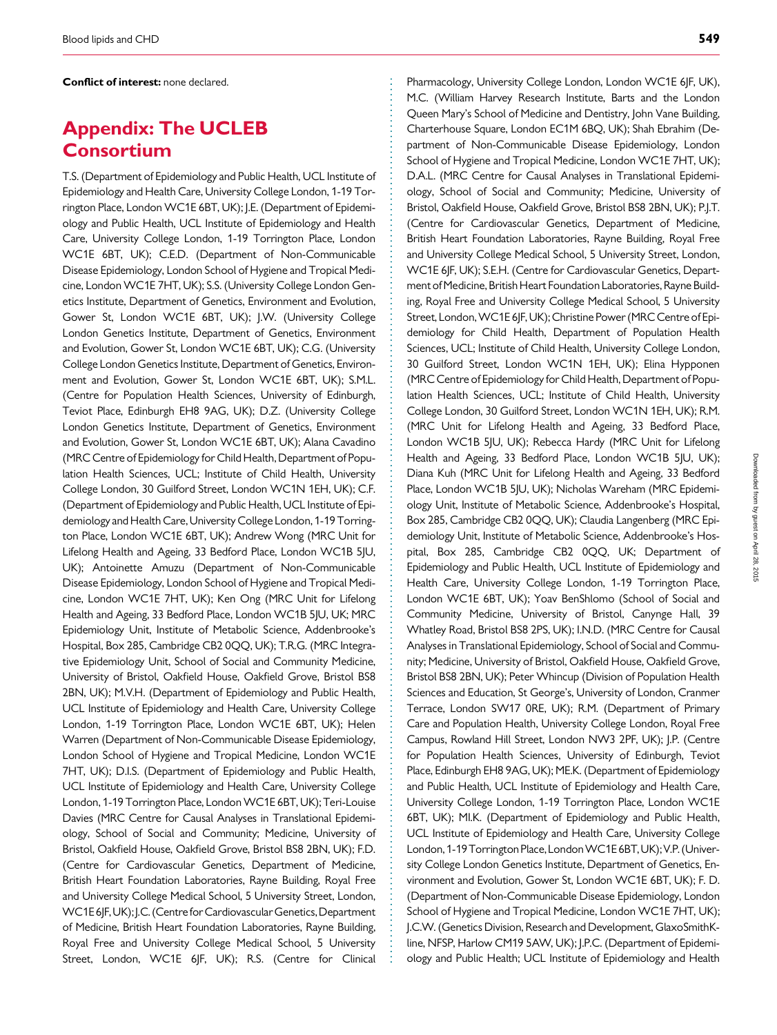**Conflict of interest:** none declared.

# Appendix: The UCLEB Consortium

T.S. (Department of Epidemiology and Public Health, UCL Institute of Epidemiology and Health Care, University College London, 1-19 Torrington Place, London WC1E 6BT, UK); J.E. (Department of Epidemiology and Public Health, UCL Institute of Epidemiology and Health Care, University College London, 1-19 Torrington Place, London WC1E 6BT, UK); C.E.D. (Department of Non-Communicable Disease Epidemiology, London School of Hygiene and Tropical Medicine, London WC1E 7HT, UK); S.S. (University College London Genetics Institute, Department of Genetics, Environment and Evolution, Gower St, London WC1E 6BT, UK); J.W. (University College London Genetics Institute, Department of Genetics, Environment and Evolution, Gower St, London WC1E 6BT, UK); C.G. (University College London Genetics Institute, Department of Genetics, Environment and Evolution, Gower St, London WC1E 6BT, UK); S.M.L. (Centre for Population Health Sciences, University of Edinburgh, Teviot Place, Edinburgh EH8 9AG, UK); D.Z. (University College London Genetics Institute, Department of Genetics, Environment and Evolution, Gower St, London WC1E 6BT, UK); Alana Cavadino (MRC Centre of Epidemiology for Child Health, Department of Population Health Sciences, UCL; Institute of Child Health, University College London, 30 Guilford Street, London WC1N 1EH, UK); C.F. (Department of Epidemiology and Public Health, UCL Institute of Epidemiology and Health Care, University College London, 1-19 Torrington Place, London WC1E 6BT, UK); Andrew Wong (MRC Unit for Lifelong Health and Ageing, 33 Bedford Place, London WC1B 5JU, UK); Antoinette Amuzu (Department of Non-Communicable Disease Epidemiology, London School of Hygiene and Tropical Medicine, London WC1E 7HT, UK); Ken Ong (MRC Unit for Lifelong Health and Ageing, 33 Bedford Place, London WC1B 5JU, UK; MRC Epidemiology Unit, Institute of Metabolic Science, Addenbrooke's Hospital, Box 285, Cambridge CB2 0QQ, UK); T.R.G. (MRC Integrative Epidemiology Unit, School of Social and Community Medicine, University of Bristol, Oakfield House, Oakfield Grove, Bristol BS8 2BN, UK); M.V.H. (Department of Epidemiology and Public Health, UCL Institute of Epidemiology and Health Care, University College London, 1-19 Torrington Place, London WC1E 6BT, UK); Helen Warren (Department of Non-Communicable Disease Epidemiology, London School of Hygiene and Tropical Medicine, London WC1E 7HT, UK); D.I.S. (Department of Epidemiology and Public Health, UCL Institute of Epidemiology and Health Care, University College London, 1-19 Torrington Place, London WC1E 6BT, UK); Teri-Louise Davies (MRC Centre for Causal Analyses in Translational Epidemiology, School of Social and Community; Medicine, University of Bristol, Oakfield House, Oakfield Grove, Bristol BS8 2BN, UK); F.D. (Centre for Cardiovascular Genetics, Department of Medicine, British Heart Foundation Laboratories, Rayne Building, Royal Free and University College Medical School, 5 University Street, London, WC1E 6JF, UK); J.C. (Centre for Cardiovascular Genetics, Department of Medicine, British Heart Foundation Laboratories, Rayne Building, Royal Free and University College Medical School, 5 University Street, London, WC1E 6JF, UK); R.S. (Centre for Clinical Pharmacology, University College London, London WC1E 6JF, UK), M.C. (William Harvey Research Institute, Barts and the London Queen Mary's School of Medicine and Dentistry, John Vane Building, Charterhouse Square, London EC1M 6BQ, UK); Shah Ebrahim (Department of Non-Communicable Disease Epidemiology, London School of Hygiene and Tropical Medicine, London WC1E 7HT, UK); D.A.L. (MRC Centre for Causal Analyses in Translational Epidemiology, School of Social and Community; Medicine, University of Bristol, Oakfield House, Oakfield Grove, Bristol BS8 2BN, UK); P.J.T. (Centre for Cardiovascular Genetics, Department of Medicine, British Heart Foundation Laboratories, Rayne Building, Royal Free and University College Medical School, 5 University Street, London, WC1E 6JF, UK); S.E.H. (Centre for Cardiovascular Genetics, Department of Medicine, British Heart Foundation Laboratories, Rayne Building, Royal Free and University College Medical School, 5 University Street, London, WC1E 6JF, UK); Christine Power (MRC Centre of Epidemiology for Child Health, Department of Population Health Sciences, UCL; Institute of Child Health, University College London, 30 Guilford Street, London WC1N 1EH, UK); Elina Hypponen (MRC Centre of Epidemiology for Child Health, Department of Population Health Sciences, UCL; Institute of Child Health, University College London, 30 Guilford Street, London WC1N 1EH, UK); R.M. (MRC Unit for Lifelong Health and Ageing, 33 Bedford Place, London WC1B 5JU, UK); Rebecca Hardy (MRC Unit for Lifelong Health and Ageing, 33 Bedford Place, London WC1B 5JU, UK); Diana Kuh (MRC Unit for Lifelong Health and Ageing, 33 Bedford Place, London WC1B 5JU, UK); Nicholas Wareham (MRC Epidemiology Unit, Institute of Metabolic Science, Addenbrooke's Hospital, Box 285, Cambridge CB2 0QQ, UK); Claudia Langenberg (MRC Epidemiology Unit, Institute of Metabolic Science, Addenbrooke's Hospital, Box 285, Cambridge CB2 0QQ, UK; Department of Epidemiology and Public Health, UCL Institute of Epidemiology and Health Care, University College London, 1-19 Torrington Place, London WC1E 6BT, UK); Yoav BenShlomo (School of Social and Community Medicine, University of Bristol, Canynge Hall, 39 Whatley Road, Bristol BS8 2PS, UK); I.N.D. (MRC Centre for Causal Analyses in Translational Epidemiology, School of Social and Community; Medicine, University of Bristol, Oakfield House, Oakfield Grove, Bristol BS8 2BN, UK); Peter Whincup (Division of Population Health Sciences and Education, St George's, University of London, Cranmer Terrace, London SW17 0RE, UK); R.M. (Department of Primary Care and Population Health, University College London, Royal Free Campus, Rowland Hill Street, London NW3 2PF, UK); J.P. (Centre for Population Health Sciences, University of Edinburgh, Teviot Place, Edinburgh EH8 9AG, UK); ME.K. (Department of Epidemiology and Public Health, UCL Institute of Epidemiology and Health Care, University College London, 1-19 Torrington Place, London WC1E 6BT, UK); MI.K. (Department of Epidemiology and Public Health, UCL Institute of Epidemiology and Health Care, University College London, 1-19 Torrington Place, London WC1E 6BT, UK); V.P. (University College London Genetics Institute, Department of Genetics, Environment and Evolution, Gower St, London WC1E 6BT, UK); F. D. (Department of Non-Communicable Disease Epidemiology, London School of Hygiene and Tropical Medicine, London WC1E 7HT, UK); J.C.W. (Genetics Division, Research and Development, GlaxoSmithKline, NFSP, Harlow CM19 5AW, UK); J.P.C. (Department of Epidemiology and Public Health; UCL Institute of Epidemiology and Health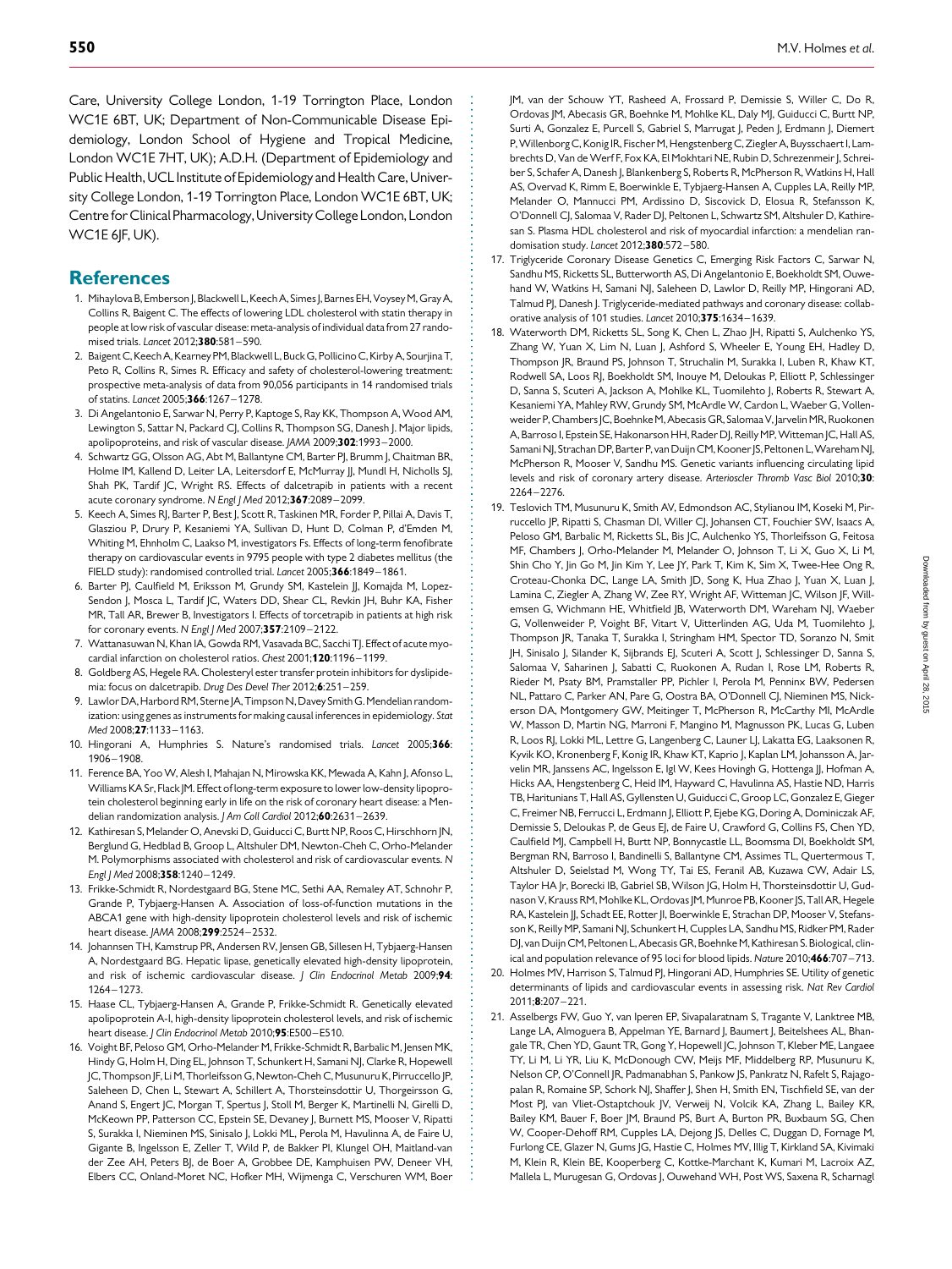Care, University College London, 1-19 Torrington Place, London WC1E 6BT, UK; Department of Non-Communicable Disease Epidemiology, London School of Hygiene and Tropical Medicine, London WC1E 7HT, UK); A.D.H. (Department of Epidemiology and Public Health, UCL Institute of Epidemiology and Health Care, University College London, 1-19 Torrington Place, London WC1E 6BT, UK; Centre for Clinical Pharmacology, University College London, London WC1E 6JF, UK).

## References

1. Mihaylova B, Emberson J, Blackwell L, Keech A, Simes J, Barnes EH, Voysey M, Gray A, Collins R, Baigent C. The effects of lowering LDL cholesterol with statin therapy in people at low risk of vascular disease: meta-analysis of individual data from 27 randomised trials. *Lancet* 2012;**380**:581–590.
2. Baigent C, Keech A, Kearney PM, Blackwell L, Buck G, Pollicino C, Kirby A, Sourjina T, Peto R, Collins R, Simes R. Efficacy and safety of cholesterol-lowering treatment: prospective meta-analysis of data from 90,056 participants in 14 randomised trials of statins. *Lancet* 2005;**366**:1267–1278.
3. Di Angelantonio E, Sarwar N, Perry P, Kaptoge S, Ray KK, Thompson A, Wood AM, Lewington S, Sattar N, Packard CJ, Collins R, Thompson SG, Danesh J. Major lipids, apolipoproteins, and risk of vascular disease. *JAMA* 2009;**302**:1993–2000.
4. Schwartz GG, Olsson AG, Abt M, Ballantyne CM, Barter PJ, Brumm J, Chaitman BR, Holme IM, Kallend D, Leiter LA, Leitersdorf E, McMurray JJ, Mundl H, Nicholls SJ, Shah PK, Tardif JC, Wright RS. Effects of dalcetrapib in patients with a recent acute coronary syndrome. *N Engl J Med* 2012;**367**:2089–2099.
5. Keech A, Simes RJ, Barter P, Best J, Scott R, Taskinen MR, Forder P, Pillai A, Davis T, Glasziou P, Drury P, Kesaniemi YA, Sullivan D, Hunt D, Colman P, d'Emden M, Whiting M, Ehnholm C, Laakso M, investigators Fs. Effects of long-term fenofibrate therapy on cardiovascular events in 9795 people with type 2 diabetes mellitus (the FIELD study): randomised controlled trial. *Lancet* 2005;**366**:1849–1861.
6. Barter PJ, Caulfield M, Eriksson M, Grundy SM, Kastelein JJ, Komajda M, Lopez-Sendon J, Mosca L, Tardif JC, Waters DD, Shear CL, Revkin JH, Buhr KA, Fisher MR, Tall AR, Brewer B, Investigators I. Effects of torcetrapib in patients at high risk for coronary events. *N Engl J Med* 2007;**357**:2109–2122.
7. Wattanasuwan N, Khan IA, Gowda RM, Vasavada BC, Sacchi TJ. Effect of acute myocardial infarction on cholesterol ratios. *Chest* 2001;**120**:1196–1199.
8. Goldberg AS, Hegele RA. Cholesteryl ester transfer protein inhibitors for dyslipidemia: focus on dalcetrapib. *Drug Des Devel Ther* 2012;**6**:251–259.
9. Lawlor DA, Harbord RM, Sterne JA, Timpson N, Davey Smith G. Mendelian randomization: using genes as instruments for making causal inferences in epidemiology. *Stat Med* 2008;**27**:1133–1163.
10. Hingorani A, Humphries S. Nature's randomised trials. *Lancet* 2005;**366**: 1906–1908.
11. Ference BA, Yoo W, Alesh I, Mahajan N, Mirowska KK, Mewada A, Kahn J, Afonso L, Williams KA Sr, Flack JM. Effect of long-term exposure to lower low-density lipoprotein cholesterol beginning early in life on the risk of coronary heart disease: a Mendelian randomization analysis. *J Am Coll Cardiol* 2012;**60**:2631–2639.
12. Kathiresan S, Melander O, Anevski D, Guiducci C, Burtt NP, Roos C, Hirschhorn JN, Berglund G, Hedblad B, Groop L, Altshuler DM, Newton-Cheh C, Orho-Melander M. Polymorphisms associated with cholesterol and risk of cardiovascular events. *N Engl J Med* 2008;**358**:1240–1249.
13. Frikke-Schmidt R, Nordestgaard BG, Stene MC, Sethi AA, Remaley AT, Schnohr P, Grande P, Tybjaerg-Hansen A. Association of loss-of-function mutations in the ABCA1 gene with high-density lipoprotein cholesterol levels and risk of ischemic heart disease. *JAMA* 2008;**299**:2524–2532.
14. Johannsen TH, Kamstrup PR, Andersen RV, Jensen GB, Sillesen H, Tybjaerg-Hansen A, Nordestgaard BG. Hepatic lipase, genetically elevated high-density lipoprotein, and risk of ischemic cardiovascular disease. *J Clin Endocrinol Metab* 2009;**94**: 1264–1273.
15. Haase CL, Tybjaerg-Hansen A, Grande P, Frikke-Schmidt R. Genetically elevated apolipoprotein A-I, high-density lipoprotein cholesterol levels, and risk of ischemic heart disease. *J Clin Endocrinol Metab* 2010;**95**:E500–E510.
16. Voight BF, Peloso GM, Orho-Melander M, Frikke-Schmidt R, Barbalic M, Jensen MK, Hindy G, Holm H, Ding EL, Johnson T, Schunkert H, Samani NJ, Clarke R, Hopewell JC, Thompson JF, Li M, Thorleifsson G, Newton-Cheh C, Musunuru K, Pirruccello JP, Saleheen D, Chen L, Stewart A, Schillert A, Thorsteinsdottir U, Thorgeirsson G, Anand S, Engert JC, Morgan T, Spertus J, Stoll M, Berger K, Martinelli N, Girelli D, McKeown PP, Patterson CC, Epstein SE, Devaney J, Burnett MS, Mooser V, Ripatti S, Surakka I, Nieminen MS, Sinisalo J, Lokki ML, Perola M, Havulinna A, de Faire U, Gigante B, Ingelsson E, Zeller T, Wild P, de Bakker PI, Klungel OH, Maitland-van der Zee AH, Peters BJ, de Boer A, Grobbee DE, Kamphuisen PW, Deneer VH, Elbers CC, Onland-Moret NC, Hofker MH, Wijmenga C, Verschuren WM, Boer JM, van der Schouw YT, Rasheed A, Frossard P, Demissie S, Willer C, Do R, Ordovas JM, Abecasis GR, Boehnke M, Mohlke KL, Daly MJ, Guiducci C, Burtt NP, Surti A, Gonzalez E, Purcell S, Gabriel S, Marrugat J, Peden J, Erdmann J, Diemert P, Willenborg C, Konig IR, Fischer M, Hengstenberg C, Ziegler A, Buysschaert I, Lambrechts D, Van de Werf F, Fox KA, El Mokhtari NE, Rubin D, Schrezenmeir J, Schreiber S, Schafer A, Danesh J, Blankenberg S, Roberts R, McPherson R, Watkins H, Hall AS, Overvad K, Rimm E, Boerwinkle E, Tybjaerg-Hansen A, Cupples LA, Reilly MP, Melander O, Mannucci PM, Ardissino D, Siscovick D, Elosua R, Stefansson K, O'Donnell CJ, Salomaa V, Rader DJ, Peltonen L, Schwartz SM, Altshuler D, Kathiresan S. Plasma HDL cholesterol and risk of myocardial infarction: a mendelian randomisation study. *Lancet* 2012;**380**:572–580.
17. Triglyceride Coronary Disease Genetics C, Emerging Risk Factors C, Sarwar N, Sandhu MS, Ricketts SL, Butterworth AS, Di Angelantonio E, Boekholdt SM, Ouwehand W, Watkins H, Samani NJ, Saleheen D, Lawlor D, Reilly MP, Hingorani AD, Talmud PJ, Danesh J. Triglyceride-mediated pathways and coronary disease: collaborative analysis of 101 studies. *Lancet* 2010;**375**:1634–1639.
18. Waterworth DM, Ricketts SL, Song K, Chen L, Zhao JH, Ripatti S, Aulchenko YS, Zhang W, Yuan X, Lim N, Luan J, Ashford S, Wheeler E, Young EH, Hadley D, Thompson JR, Braund PS, Johnson T, Struchalin M, Surakka I, Luben R, Khaw KT, Rodwell SA, Loos RJ, Boekholdt SM, Inouye M, Deloukas P, Elliott P, Schlessinger D, Sanna S, Scuteri A, Jackson A, Mohlke KL, Tuomilehto J, Roberts R, Stewart A, Kesaniemi YA, Mahley RW, Grundy SM, McArdle W, Cardon L, Waeber G, Vollenweider P, Chambers JC, Boehnke M, Abecasis GR, Salomaa V, Jarvelin MR, Ruokonen A, Barroso I, Epstein SE, Hakonarson HH, Rader DJ, Reilly MP, Witteman JC, Hall AS, Samani NJ, Strachan DP, Barter P, van Duijn CM, Kooner JS, Peltonen L, Wareham NJ, McPherson R, Mooser V, Sandhu MS. Genetic variants influencing circulating lipid levels and risk of coronary artery disease. *Arterioscler Thromb Vasc Biol* 2010;**30**: 2264–2276.
19. Teslovich TM, Musunuru K, Smith AV, Edmondson AC, Stylianou IM, Koseki M, Pirruccello JP, Ripatti S, Chasman DI, Willer CJ, Johansen CT, Fouchier SW, Isaacs A, Peloso GM, Barbalic M, Ricketts SL, Bis JC, Aulchenko YS, Thorleifsson G, Feitosa MF, Chambers J, Orho-Melander M, Melander O, Johnson T, Li X, Guo X, Li M, Shin Cho Y, Jin Go M, Jin Kim Y, Lee JY, Park T, Kim K, Sim X, Twee-Hee Ong R, Croteau-Chonka DC, Lange LA, Smith JD, Song K, Hua Zhao J, Yuan X, Luan J, Lamina C, Ziegler A, Zhang W, Zee RY, Wright AF, Witteman JC, Wilson JF, Willemsen G, Wichmann HE, Whitfield JB, Waterworth DM, Wareham NJ, Waeber G, Vollenweider P, Voight BF, Vitart V, Uitterlinden AG, Uda M, Tuomilehto J, Thompson JR, Tanaka T, Surakka I, Stringham HM, Spector TD, Soranzo N, Smit JH, Sinisalo J, Silander K, Sijbrands EJ, Scuteri A, Scott J, Schlessinger D, Sanna S, Salomaa V, Saharinen J, Sabatti C, Ruokonen A, Rudan I, Rose LM, Roberts R, Rieder M, Psaty BM, Pramstaller PP, Pichler I, Perola M, Penninx BW, Pedersen NL, Pattaro C, Parker AN, Pare G, Oostra BA, O'Donnell CJ, Nieminen MS, Nickerson DA, Montgomery GW, Meitinger T, McPherson R, McCarthy MI, McArdle W, Masson D, Martin NG, Marroni F, Mangino M, Magnusson PK, Lucas G, Luben R, Loos RJ, Lokki ML, Lettre G, Langenberg C, Launer LJ, Lakatta EG, Laaksonen R, Kyvik KO, Kronenberg F, Konig IR, Khaw KT, Kaprio J, Kaplan LM, Johansson A, Jarvelin MR, Janssens AC, Ingelsson E, Igl W, Kees Hovingh G, Hottenga JJ, Hofman A, Hicks AA, Hengstenberg C, Heid IM, Hayward C, Havulinna AS, Hastie ND, Harris TB, Haritunians T, Hall AS, Gyllensten U, Guiducci C, Groop LC, Gonzalez E, Gieger C, Freimer NB, Ferrucci L, Erdmann J, Elliott P, Ejebe KG, Doring A, Dominiczak AF, Demissie S, Deloukas P, de Geus EJ, de Faire U, Crawford G, Collins FS, Chen YD, Caulfield MJ, Campbell H, Burtt NP, Bonnycastle LL, Boomsma DI, Boekholdt SM, Bergman RN, Barroso I, Bandinelli S, Ballantyne CM, Assimes TL, Quertermous T, Altshuler D, Seielstad M, Wong TY, Tai ES, Feranil AB, Kuzawa CW, Adair LS, Taylor HA Jr, Borecki IB, Gabriel SB, Wilson JG, Holm H, Thorsteinsdottir U, Gudnason V, Krauss RM, Mohlke KL, Ordovas JM, Munroe PB, Kooner JS, Tall AR, Hegele RA, Kastelein JJ, Schadt EE, Rotter JI, Boerwinkle E, Strachan DP, Mooser V, Stefansson K, Reilly MP, Samani NJ, Schunkert H, Cupples LA, Sandhu MS, Ridker PM, Rader DJ, van Duijn CM, Peltonen L, Abecasis GR, Boehnke M, Kathiresan S. Biological, clinical and population relevance of 95 loci for blood lipids. *Nature* 2010;**466**:707–713.
20. Holmes MV, Harrison S, Talmud PJ, Hingorani AD, Humphries SE. Utility of genetic determinants of lipids and cardiovascular events in assessing risk. *Nat Rev Cardiol* 2011;**8**:207–221.
21. Asselbergs FW, Guo Y, van Iperen EP, Sivapalaratnam S, Tragante V, Lanktree MB, Lange LA, Almoguera B, Appelman YE, Barnard J, Baumert J, Beitelshees AL, Bhangale TR, Chen YD, Gaunt TR, Gong Y, Hopewell JC, Johnson T, Kleber ME, Langaee TY, Li M, Li YR, Liu K, McDonough CW, Meijs MF, Middelberg RP, Musunuru K, Nelson CP, O'Connell JR, Padmanabhan S, Pankow JS, Pankratz N, Rafelt S, Rajagopalan R, Romaine SP, Schork NJ, Shaffer J, Shen H, Smith EN, Tischfield SE, van der Most PJ, van Vliet-Ostaptchouk JV, Verweij N, Volcik KA, Zhang L, Bailey KR, Bailey KM, Bauer F, Boer JM, Braund PS, Burt A, Burton PR, Buxbaum SG, Chen W, Cooper-Dehoff RM, Cupples LA, Dejong JS, Delles C, Duggan D, Fornage M, Furlong CE, Glazer N, Gums JG, Hastie C, Holmes MV, Illig T, Kirkland SA, Kivimaki M, Klein R, Klein BE, Kooperberg C, Kottke-Marchant K, Kumari M, Lacroix AZ, Mallela L, Murugesan G, Ordovas J, Ouwehand WH, Post WS, Saxena R, Scharnagl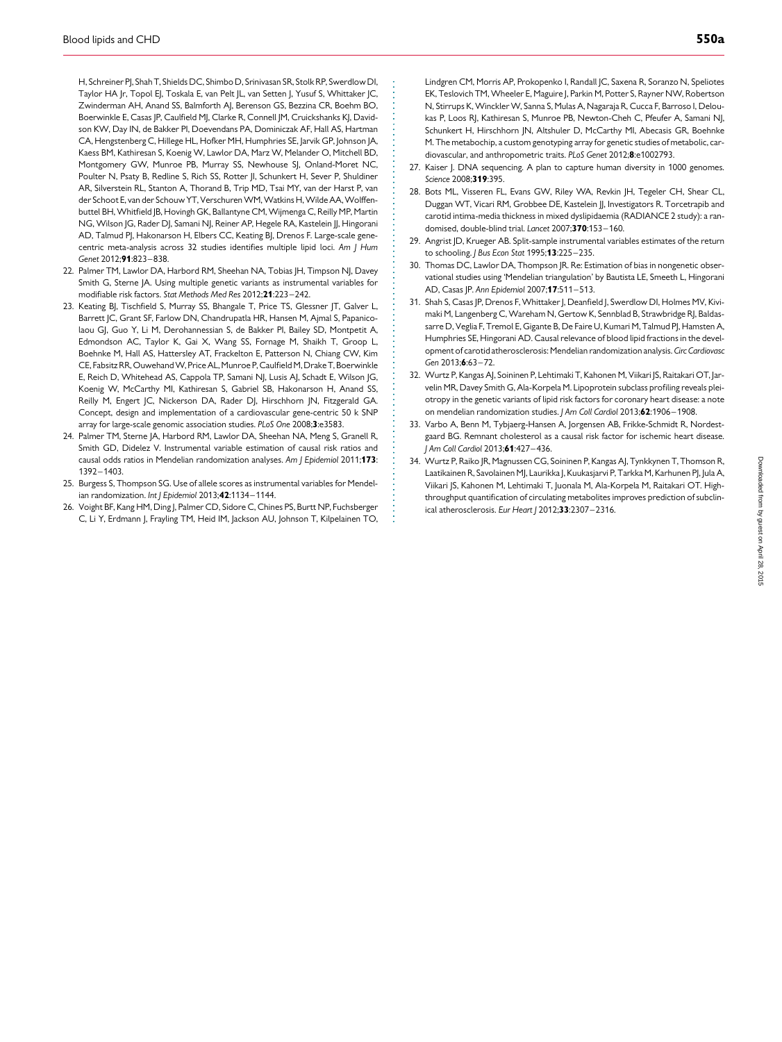H, Schreiner PJ, Shah T, Shields DC, Shimbo D, Srinivasan SR, Stolk RP, Swerdlow DI, Taylor HA Jr, Topol EJ, Toskala E, van Pelt JL, van Setten J, Yusuf S, Whittaker JC, Zwinderman AH, Anand SS, Balmforth AJ, Berenson GS, Bezzina CR, Boehm BO, Boerwinkle E, Casas JP, Caulfield MJ, Clarke R, Connell JM, Cruickshanks KJ, Davidson KW, Day IN, de Bakker PI, Doevendans PA, Dominiczak AF, Hall AS, Hartman CA, Hengstenberg C, Hillege HL, Hofker MH, Humphries SE, Jarvik GP, Johnson JA, Kaess BM, Kathiresan S, Koenig W, Lawlor DA, Marz W, Melander O, Mitchell BD, Montgomery GW, Munroe PB, Murray SS, Newhouse SJ, Onland-Moret NC, Poulter N, Psaty B, Redline S, Rich SS, Rotter JI, Schunkert H, Sever P, Shuldiner AR, Silverstein RL, Stanton A, Thorand B, Trip MD, Tsai MY, van der Harst P, van der Schoot E, van der Schouw YT, Verschuren WM, Watkins H, Wilde AA, Wolffenbuttel BH, Whitfield JB, Hovingh GK, Ballantyne CM, Wijmenga C, Reilly MP, Martin NG, Wilson JG, Rader DJ, Samani NJ, Reiner AP, Hegele RA, Kastelein JJ, Hingorani AD, Talmud PJ, Hakonarson H, Elbers CC, Keating BJ, Drenos F. Large-scale gene-centric meta-analysis across 32 studies identifies multiple lipid loci. *Am J Hum Genet* 2012;**91**:823–838.

22. Palmer TM, Lawlor DA, Harbord RM, Sheehan NA, Tobias JH, Timpson NJ, Davey Smith G, Sterne JA. Using multiple genetic variants as instrumental variables for modifiable risk factors. *Stat Methods Med Res* 2012;**21**:223–242.
23. Keating BJ, Tischfield S, Murray SS, Bhangale T, Price TS, Glessner JT, Galver L, Barrett JC, Grant SF, Farlow DN, Chandrupatla HR, Hansen M, Ajmal S, Papanicolaou GJ, Guo Y, Li M, Derohannessian S, de Bakker PI, Bailey SD, Montpetit A, Edmondson AC, Taylor K, Gai X, Wang SS, Fornage M, Shaikh T, Groop L, Boehnke M, Hall AS, Hattersley AT, Frackelton E, Patterson N, Chiang CW, Kim CE, Fabsitz RR, Ouwehand W, Price AL, Munroe P, Caulfield M, Drake T, Boerwinkle E, Reich D, Whitehead AS, Cappola TP, Samani NJ, Lusis AJ, Schadt E, Wilson JG, Koenig W, McCarthy MI, Kathiresan S, Gabriel SB, Hakonarson H, Anand SS, Reilly M, Engert JC, Nickerson DA, Rader DJ, Hirschhorn JN, Fitzgerald GA. Concept, design and implementation of a cardiovascular gene-centric 50 k SNP array for large-scale genomic association studies. *PLoS One* 2008;**3**:e3583.
24. Palmer TM, Sterne JA, Harbord RM, Lawlor DA, Sheehan NA, Meng S, Granell R, Smith GD, Didelez V. Instrumental variable estimation of causal risk ratios and causal odds ratios in Mendelian randomization analyses. *Am J Epidemiol* 2011;**173**: 1392–1403.
25. Burgess S, Thompson SG. Use of allele scores as instrumental variables for Mendelian randomization. *Int J Epidemiol* 2013;**42**:1134–1144.
26. Voight BF, Kang HM, Ding J, Palmer CD, Sidore C, Chines PS, Burtt NP, Fuchsberger C, Li Y, Erdmann J, Frayling TM, Heid IM, Jackson AU, Johnson T, Kilpelainen TO, Lindgren CM, Morris AP, Prokopenko I, Randall JC, Saxena R, Soranzo N, Speliotes EK, Teslovich TM, Wheeler E, Maguire J, Parkin M, Potter S, Rayner NW, Robertson N, Stirrups K, Winckler W, Sanna S, Mulas A, Nagaraja R, Cucca F, Barroso I, Deloukas P, Loos RJ, Kathiresan S, Munroe PB, Newton-Cheh C, Pfeufer A, Samani NJ, Schunkert H, Hirschhorn JN, Altshuler D, McCarthy MI, Abecasis GR, Boehnke M. The metabochip, a custom genotyping array for genetic studies of metabolic, cardiovascular, and anthropometric traits. *PLoS Genet* 2012;**8**:e1002793.
27. Kaiser J. DNA sequencing. A plan to capture human diversity in 1000 genomes. *Science* 2008;**319**:395.
28. Bots ML, Visseren FL, Evans GW, Riley WA, Revkin JH, Tegeler CH, Shear CL, Duggan WT, Vicari RM, Grobbee DE, Kastelein JJ, Investigators R. Torcetrapib and carotid intima-media thickness in mixed dyslipidaemia (RADIANCE 2 study): a randomised, double-blind trial. *Lancet* 2007;**370**:153–160.
29. Angrist JD, Krueger AB. Split-sample instrumental variables estimates of the return to schooling. *J Bus Econ Stat* 1995;**13**:225–235.
30. Thomas DC, Lawlor DA, Thompson JR. Re: Estimation of bias in nongenetic observational studies using 'Mendelian triangulation' by Bautista LE, Smeeth L, Hingorani AD, Casas JP. *Ann Epidemiol* 2007;**17**:511–513.
31. Shah S, Casas JP, Drenos F, Whittaker J, Deanfield J, Swerdlow DI, Holmes MV, Kivimaki M, Langenberg C, Wareham N, Gertow K, Sennblad B, Strawbridge RJ, Baldassarre D, Veglia F, Tremol E, Gigante B, De Faire U, Kumari M, Talmud PJ, Hamsten A, Humphries SE, Hingorani AD. Causal relevance of blood lipid fractions in the development of carotid atherosclerosis: Mendelian randomization analysis. *Circ Cardiovasc Gen* 2013;**6**:63–72.
32. Wurtz P, Kangas AJ, Soininen P, Lehtimaki T, Kahonen M, Viikari JS, Raitakari OT, Jarvelin MR, Davey Smith G, Ala-Korpela M. Lipoprotein subclass profiling reveals pleiotropy in the genetic variants of lipid risk factors for coronary heart disease: a note on mendelian randomization studies. *J Am Coll Cardiol* 2013;**62**:1906–1908.
33. Varbo A, Benn M, Tybjaerg-Hansen A, Jorgensen AB, Frikke-Schmidt R, Nordestgaard BG. Remnant cholesterol as a causal risk factor for ischemic heart disease. *J Am Coll Cardiol* 2013;**61**:427–436.
34. Wurtz P, Raiko JR, Magnussen CG, Soininen P, Kangas AJ, Tynkkynen T, Thomson R, Laatikainen R, Savolainen MJ, Laurikka J, Kuukasjarvi P, Tarkka M, Karhunen PJ, Jula A, Viikari JS, Kahonen M, Lehtimaki T, Juonala M, Ala-Korpela M, Raitakari OT. High-throughput quantification of circulating metabolites improves prediction of subclinical atherosclerosis. *Eur Heart J* 2012;**33**:2307–2316.